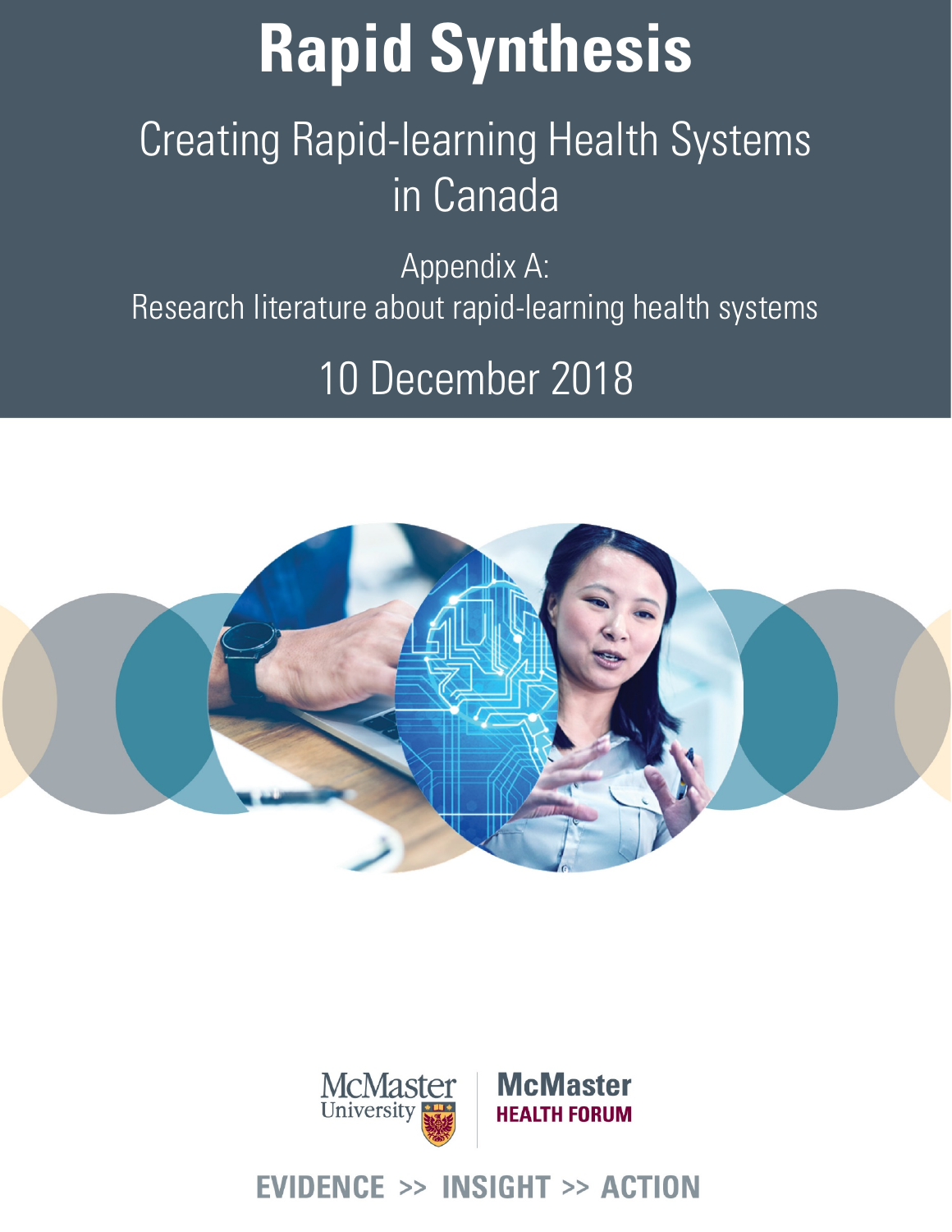# Rapid Synthesis

## Creating Rapid-learning Health Systems in Canada

Appendix A:
Research literature about rapid-learning health systems

10 December 2018

McMaster University | McMaster HEALTH FORUM

EVIDENCE >> INSIGHT >> ACTION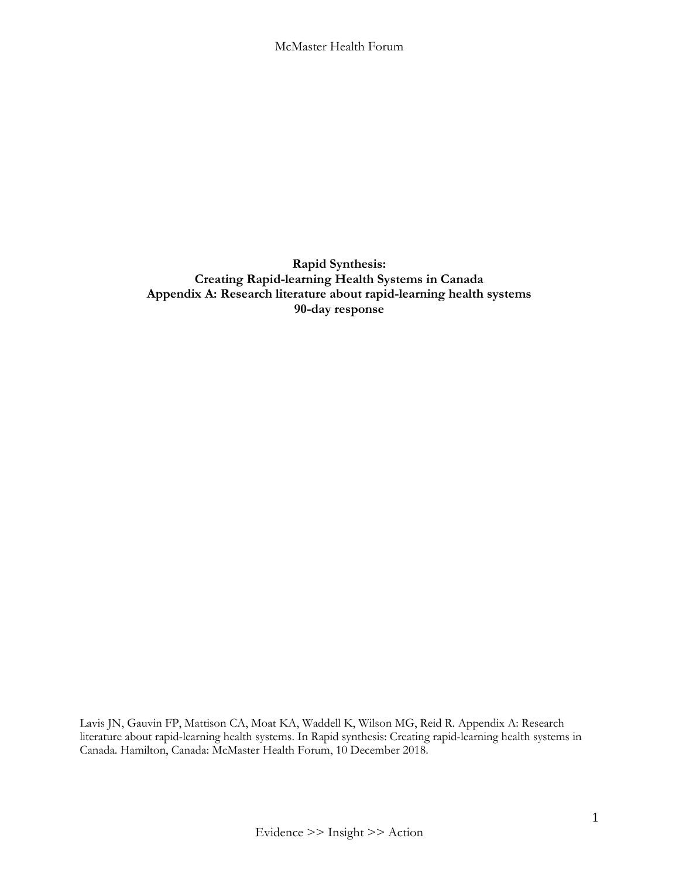**Rapid Synthesis:**
**Creating Rapid-learning Health Systems in Canada**
**Appendix A: Research literature about rapid-learning health systems**
**90-day response**

Lavis JN, Gauvin FP, Mattison CA, Moat KA, Waddell K, Wilson MG, Reid R. Appendix A: Research literature about rapid-learning health systems. In Rapid synthesis: Creating rapid-learning health systems in Canada. Hamilton, Canada: McMaster Health Forum, 10 December 2018.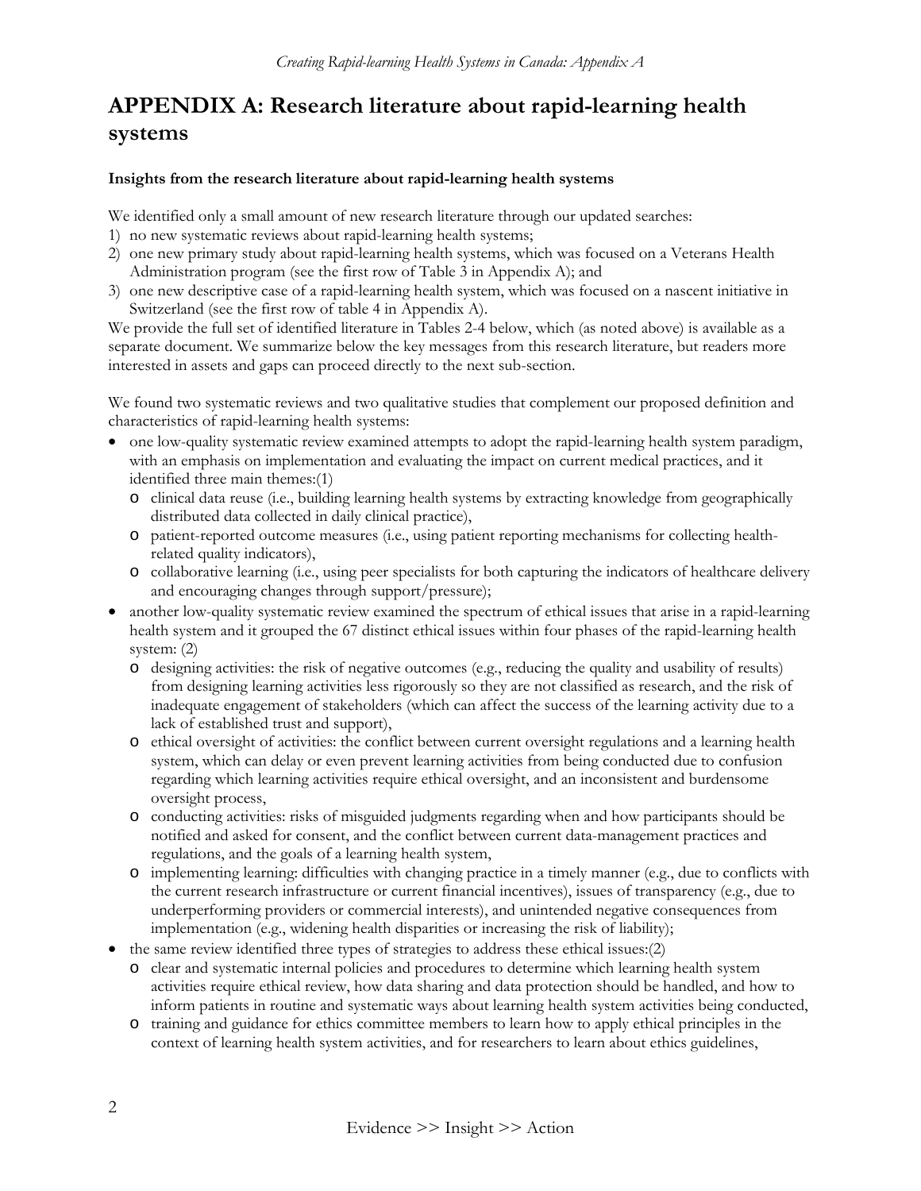# APPENDIX A: Research literature about rapid-learning health systems

**Insights from the research literature about rapid-learning health systems**

We identified only a small amount of new research literature through our updated searches:

1) no new systematic reviews about rapid-learning health systems;
2) one new primary study about rapid-learning health systems, which was focused on a Veterans Health Administration program (see the first row of Table 3 in Appendix A); and
3) one new descriptive case of a rapid-learning health system, which was focused on a nascent initiative in Switzerland (see the first row of table 4 in Appendix A).

We provide the full set of identified literature in Tables 2-4 below, which (as noted above) is available as a separate document. We summarize below the key messages from this research literature, but readers more interested in assets and gaps can proceed directly to the next sub-section.

We found two systematic reviews and two qualitative studies that complement our proposed definition and characteristics of rapid-learning health systems:

- one low-quality systematic review examined attempts to adopt the rapid-learning health system paradigm, with an emphasis on implementation and evaluating the impact on current medical practices, and it identified three main themes:(1)
  - clinical data reuse (i.e., building learning health systems by extracting knowledge from geographically distributed data collected in daily clinical practice),
  - patient-reported outcome measures (i.e., using patient reporting mechanisms for collecting health-related quality indicators),
  - collaborative learning (i.e., using peer specialists for both capturing the indicators of healthcare delivery and encouraging changes through support/pressure);
- another low-quality systematic review examined the spectrum of ethical issues that arise in a rapid-learning health system and it grouped the 67 distinct ethical issues within four phases of the rapid-learning health system: (2)
  - designing activities: the risk of negative outcomes (e.g., reducing the quality and usability of results) from designing learning activities less rigorously so they are not classified as research, and the risk of inadequate engagement of stakeholders (which can affect the success of the learning activity due to a lack of established trust and support),
  - ethical oversight of activities: the conflict between current oversight regulations and a learning health system, which can delay or even prevent learning activities from being conducted due to confusion regarding which learning activities require ethical oversight, and an inconsistent and burdensome oversight process,
  - conducting activities: risks of misguided judgments regarding when and how participants should be notified and asked for consent, and the conflict between current data-management practices and regulations, and the goals of a learning health system,
  - implementing learning: difficulties with changing practice in a timely manner (e.g., due to conflicts with the current research infrastructure or current financial incentives), issues of transparency (e.g., due to underperforming providers or commercial interests), and unintended negative consequences from implementation (e.g., widening health disparities or increasing the risk of liability);
- the same review identified three types of strategies to address these ethical issues:(2)
  - clear and systematic internal policies and procedures to determine which learning health system activities require ethical review, how data sharing and data protection should be handled, and how to inform patients in routine and systematic ways about learning health system activities being conducted,
  - training and guidance for ethics committee members to learn how to apply ethical principles in the context of learning health system activities, and for researchers to learn about ethics guidelines,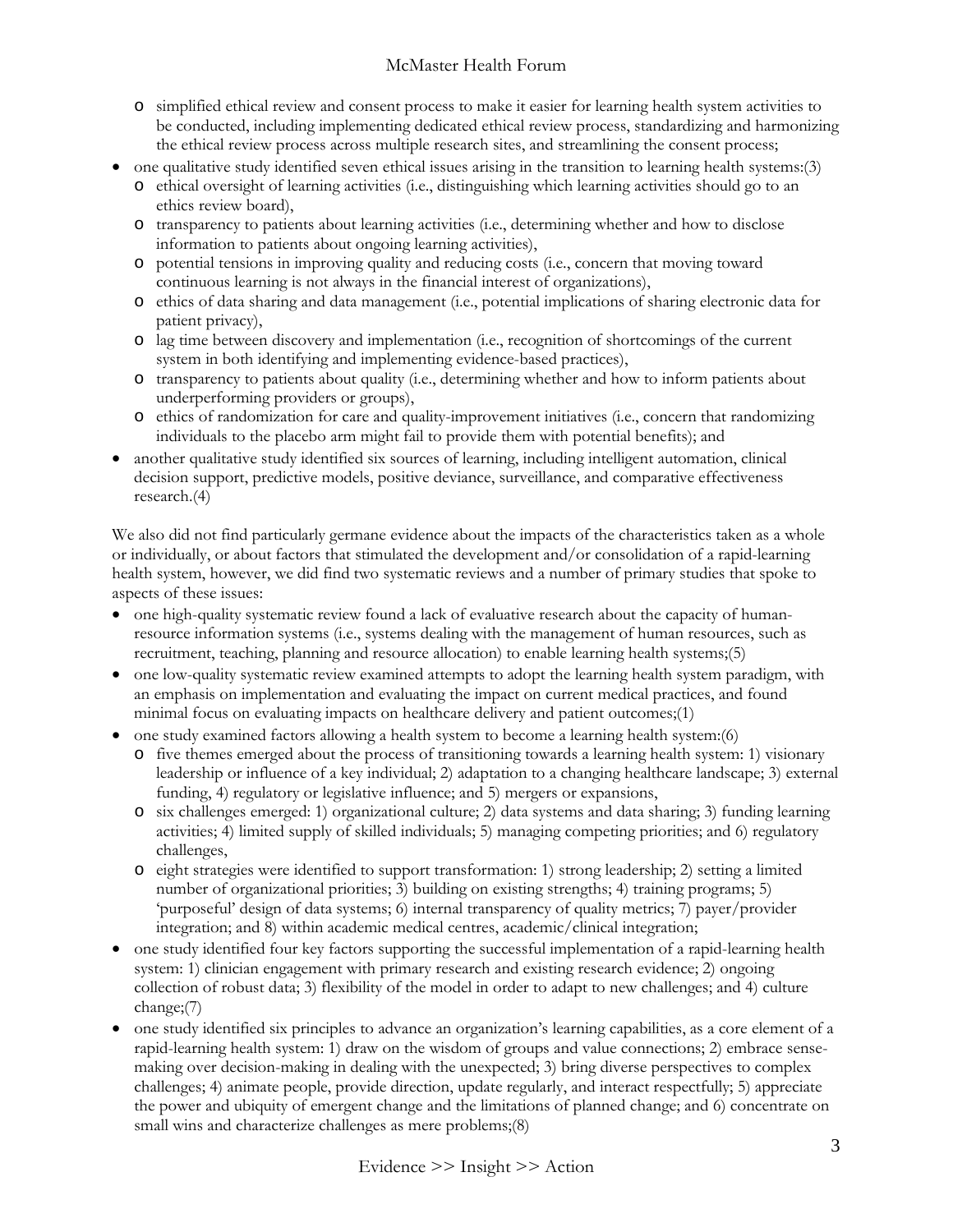- simplified ethical review and consent process to make it easier for learning health system activities to be conducted, including implementing dedicated ethical review process, standardizing and harmonizing the ethical review process across multiple research sites, and streamlining the consent process;
- one qualitative study identified seven ethical issues arising in the transition to learning health systems:(3)
  - ethical oversight of learning activities (i.e., distinguishing which learning activities should go to an ethics review board),
  - transparency to patients about learning activities (i.e., determining whether and how to disclose information to patients about ongoing learning activities),
  - potential tensions in improving quality and reducing costs (i.e., concern that moving toward continuous learning is not always in the financial interest of organizations),
  - ethics of data sharing and data management (i.e., potential implications of sharing electronic data for patient privacy),
  - lag time between discovery and implementation (i.e., recognition of shortcomings of the current system in both identifying and implementing evidence-based practices),
  - transparency to patients about quality (i.e., determining whether and how to inform patients about underperforming providers or groups),
  - ethics of randomization for care and quality-improvement initiatives (i.e., concern that randomizing individuals to the placebo arm might fail to provide them with potential benefits); and
- another qualitative study identified six sources of learning, including intelligent automation, clinical decision support, predictive models, positive deviance, surveillance, and comparative effectiveness research.(4)

We also did not find particularly germane evidence about the impacts of the characteristics taken as a whole or individually, or about factors that stimulated the development and/or consolidation of a rapid-learning health system, however, we did find two systematic reviews and a number of primary studies that spoke to aspects of these issues:

- one high-quality systematic review found a lack of evaluative research about the capacity of human-resource information systems (i.e., systems dealing with the management of human resources, such as recruitment, teaching, planning and resource allocation) to enable learning health systems;(5)
- one low-quality systematic review examined attempts to adopt the learning health system paradigm, with an emphasis on implementation and evaluating the impact on current medical practices, and found minimal focus on evaluating impacts on healthcare delivery and patient outcomes;(1)
- one study examined factors allowing a health system to become a learning health system:(6)
  - five themes emerged about the process of transitioning towards a learning health system: 1) visionary leadership or influence of a key individual; 2) adaptation to a changing healthcare landscape; 3) external funding, 4) regulatory or legislative influence; and 5) mergers or expansions,
  - six challenges emerged: 1) organizational culture; 2) data systems and data sharing; 3) funding learning activities; 4) limited supply of skilled individuals; 5) managing competing priorities; and 6) regulatory challenges,
  - eight strategies were identified to support transformation: 1) strong leadership; 2) setting a limited number of organizational priorities; 3) building on existing strengths; 4) training programs; 5) 'purposeful' design of data systems; 6) internal transparency of quality metrics; 7) payer/provider integration; and 8) within academic medical centres, academic/clinical integration;
- one study identified four key factors supporting the successful implementation of a rapid-learning health system: 1) clinician engagement with primary research and existing research evidence; 2) ongoing collection of robust data; 3) flexibility of the model in order to adapt to new challenges; and 4) culture change;(7)
- one study identified six principles to advance an organization's learning capabilities, as a core element of a rapid-learning health system: 1) draw on the wisdom of groups and value connections; 2) embrace sense-making over decision-making in dealing with the unexpected; 3) bring diverse perspectives to complex challenges; 4) animate people, provide direction, update regularly, and interact respectfully; 5) appreciate the power and ubiquity of emergent change and the limitations of planned change; and 6) concentrate on small wins and characterize challenges as mere problems;(8)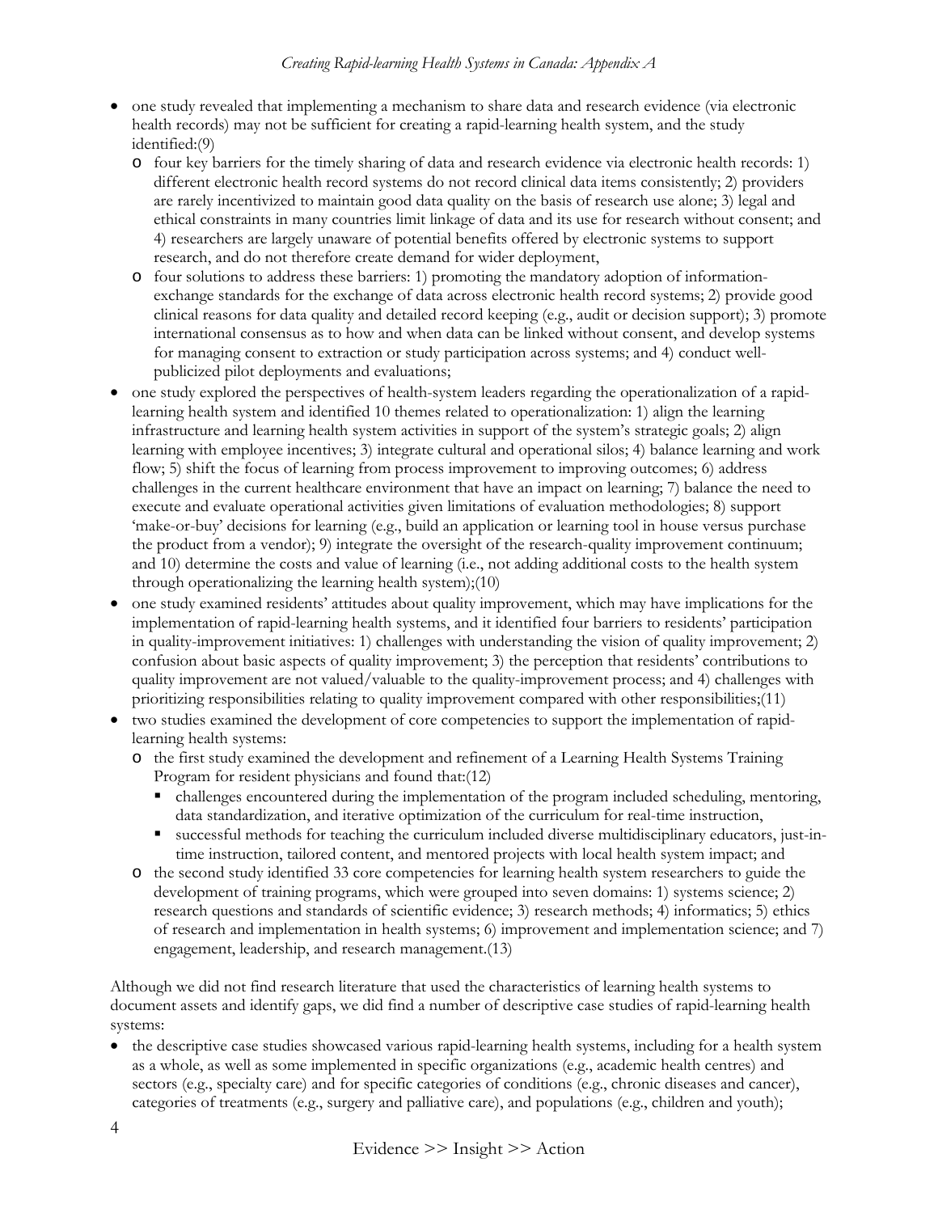- one study revealed that implementing a mechanism to share data and research evidence (via electronic health records) may not be sufficient for creating a rapid-learning health system, and the study identified:(9)
    - four key barriers for the timely sharing of data and research evidence via electronic health records: 1) different electronic health record systems do not record clinical data items consistently; 2) providers are rarely incentivized to maintain good data quality on the basis of research use alone; 3) legal and ethical constraints in many countries limit linkage of data and its use for research without consent; and 4) researchers are largely unaware of potential benefits offered by electronic systems to support research, and do not therefore create demand for wider deployment,
    - four solutions to address these barriers: 1) promoting the mandatory adoption of information-exchange standards for the exchange of data across electronic health record systems; 2) provide good clinical reasons for data quality and detailed record keeping (e.g., audit or decision support); 3) promote international consensus as to how and when data can be linked without consent, and develop systems for managing consent to extraction or study participation across systems; and 4) conduct well-publicized pilot deployments and evaluations;
- one study explored the perspectives of health-system leaders regarding the operationalization of a rapid-learning health system and identified 10 themes related to operationalization: 1) align the learning infrastructure and learning health system activities in support of the system's strategic goals; 2) align learning with employee incentives; 3) integrate cultural and operational silos; 4) balance learning and work flow; 5) shift the focus of learning from process improvement to improving outcomes; 6) address challenges in the current healthcare environment that have an impact on learning; 7) balance the need to execute and evaluate operational activities given limitations of evaluation methodologies; 8) support 'make-or-buy' decisions for learning (e.g., build an application or learning tool in house versus purchase the product from a vendor); 9) integrate the oversight of the research-quality improvement continuum; and 10) determine the costs and value of learning (i.e., not adding additional costs to the health system through operationalizing the learning health system);(10)
- one study examined residents' attitudes about quality improvement, which may have implications for the implementation of rapid-learning health systems, and it identified four barriers to residents' participation in quality-improvement initiatives: 1) challenges with understanding the vision of quality improvement; 2) confusion about basic aspects of quality improvement; 3) the perception that residents' contributions to quality improvement are not valued/valuable to the quality-improvement process; and 4) challenges with prioritizing responsibilities relating to quality improvement compared with other responsibilities;(11)
- two studies examined the development of core competencies to support the implementation of rapid-learning health systems:
    - the first study examined the development and refinement of a Learning Health Systems Training Program for resident physicians and found that:(12)
        - challenges encountered during the implementation of the program included scheduling, mentoring, data standardization, and iterative optimization of the curriculum for real-time instruction,
        - successful methods for teaching the curriculum included diverse multidisciplinary educators, just-in-time instruction, tailored content, and mentored projects with local health system impact; and
    - the second study identified 33 core competencies for learning health system researchers to guide the development of training programs, which were grouped into seven domains: 1) systems science; 2) research questions and standards of scientific evidence; 3) research methods; 4) informatics; 5) ethics of research and implementation in health systems; 6) improvement and implementation science; and 7) engagement, leadership, and research management.(13)

Although we did not find research literature that used the characteristics of learning health systems to document assets and identify gaps, we did find a number of descriptive case studies of rapid-learning health systems:

- the descriptive case studies showcased various rapid-learning health systems, including for a health system as a whole, as well as some implemented in specific organizations (e.g., academic health centres) and sectors (e.g., specialty care) and for specific categories of conditions (e.g., chronic diseases and cancer), categories of treatments (e.g., surgery and palliative care), and populations (e.g., children and youth);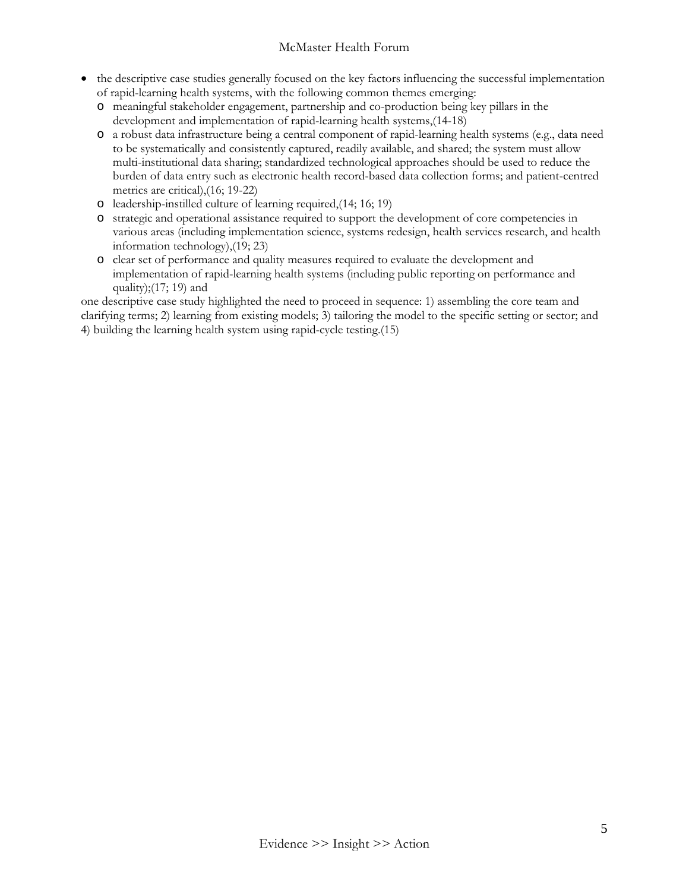- the descriptive case studies generally focused on the key factors influencing the successful implementation of rapid-learning health systems, with the following common themes emerging:
  - meaningful stakeholder engagement, partnership and co-production being key pillars in the development and implementation of rapid-learning health systems,(14-18)
  - a robust data infrastructure being a central component of rapid-learning health systems (e.g., data need to be systematically and consistently captured, readily available, and shared; the system must allow multi-institutional data sharing; standardized technological approaches should be used to reduce the burden of data entry such as electronic health record-based data collection forms; and patient-centred metrics are critical),(16; 19-22)
  - leadership-instilled culture of learning required,(14; 16; 19)
  - strategic and operational assistance required to support the development of core competencies in various areas (including implementation science, systems redesign, health services research, and health information technology),(19; 23)
  - clear set of performance and quality measures required to evaluate the development and implementation of rapid-learning health systems (including public reporting on performance and quality);(17; 19) and

one descriptive case study highlighted the need to proceed in sequence: 1) assembling the core team and clarifying terms; 2) learning from existing models; 3) tailoring the model to the specific setting or sector; and 4) building the learning health system using rapid-cycle testing.(15)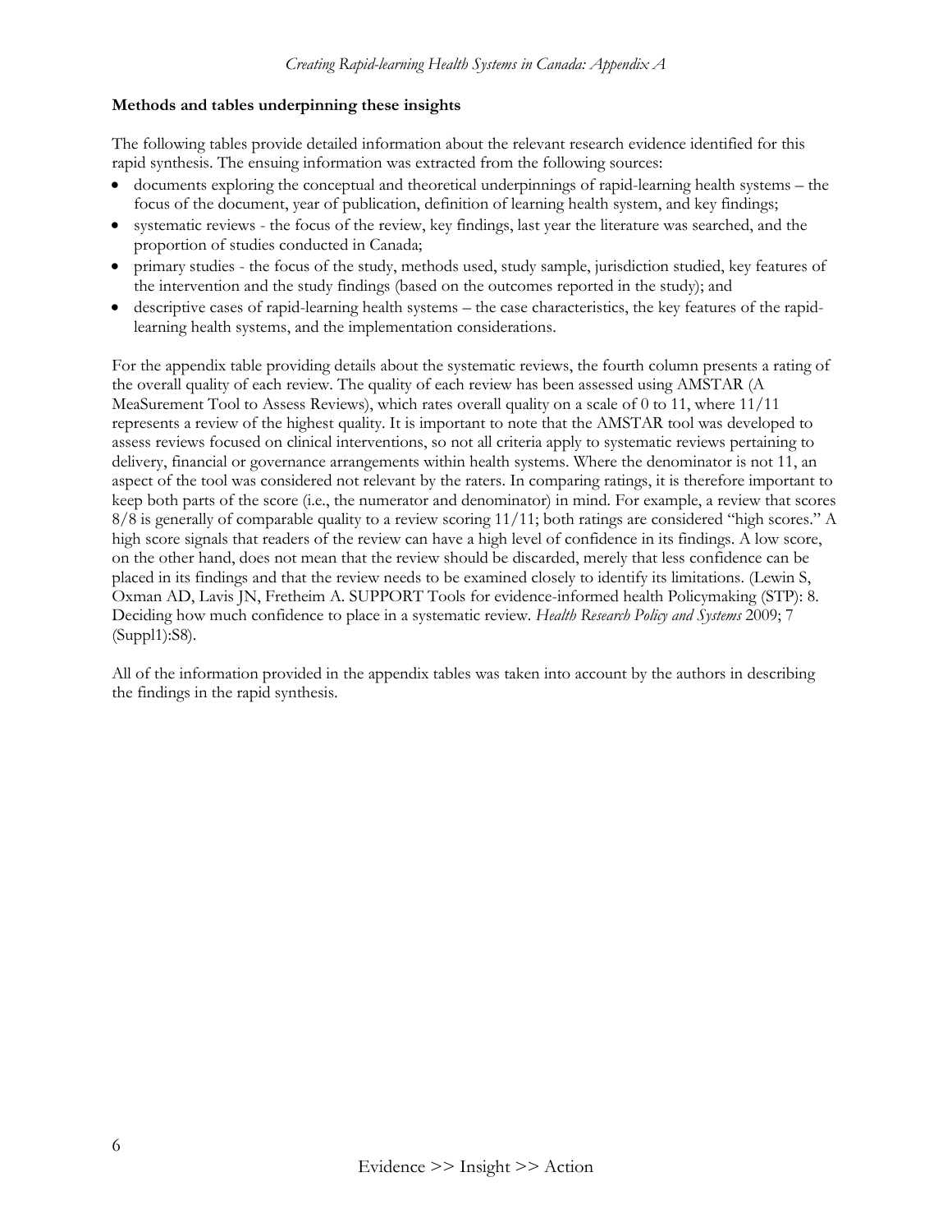**Methods and tables underpinning these insights**

The following tables provide detailed information about the relevant research evidence identified for this rapid synthesis. The ensuing information was extracted from the following sources:

- documents exploring the conceptual and theoretical underpinnings of rapid-learning health systems – the focus of the document, year of publication, definition of learning health system, and key findings;
- systematic reviews - the focus of the review, key findings, last year the literature was searched, and the proportion of studies conducted in Canada;
- primary studies - the focus of the study, methods used, study sample, jurisdiction studied, key features of the intervention and the study findings (based on the outcomes reported in the study); and
- descriptive cases of rapid-learning health systems – the case characteristics, the key features of the rapid-learning health systems, and the implementation considerations.

For the appendix table providing details about the systematic reviews, the fourth column presents a rating of the overall quality of each review. The quality of each review has been assessed using AMSTAR (A MeaSurement Tool to Assess Reviews), which rates overall quality on a scale of 0 to 11, where 11/11 represents a review of the highest quality. It is important to note that the AMSTAR tool was developed to assess reviews focused on clinical interventions, so not all criteria apply to systematic reviews pertaining to delivery, financial or governance arrangements within health systems. Where the denominator is not 11, an aspect of the tool was considered not relevant by the raters. In comparing ratings, it is therefore important to keep both parts of the score (i.e., the numerator and denominator) in mind. For example, a review that scores 8/8 is generally of comparable quality to a review scoring 11/11; both ratings are considered "high scores." A high score signals that readers of the review can have a high level of confidence in its findings. A low score, on the other hand, does not mean that the review should be discarded, merely that less confidence can be placed in its findings and that the review needs to be examined closely to identify its limitations. (Lewin S, Oxman AD, Lavis JN, Fretheim A. SUPPORT Tools for evidence-informed health Policymaking (STP): 8. Deciding how much confidence to place in a systematic review. *Health Research Policy and Systems* 2009; 7 (Suppl1):S8).

All of the information provided in the appendix tables was taken into account by the authors in describing the findings in the rapid synthesis.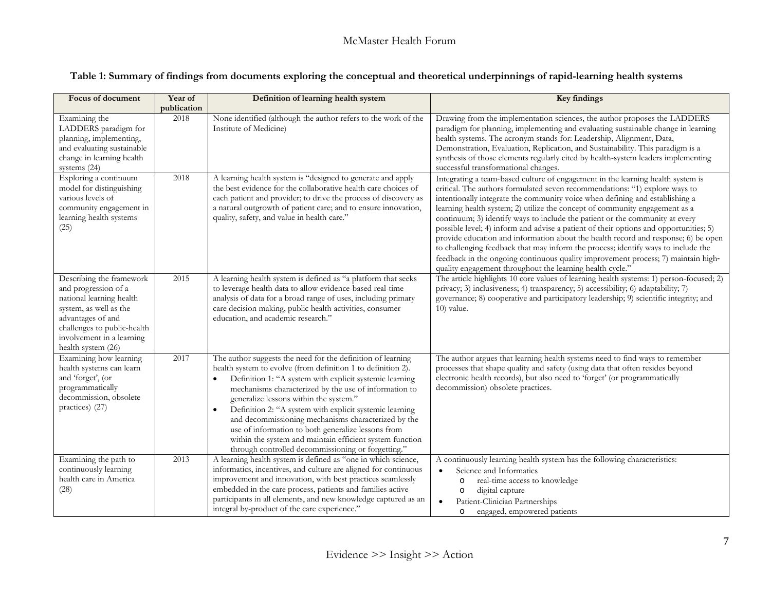**Table 1: Summary of findings from documents exploring the conceptual and theoretical underpinnings of rapid-learning health systems**

| Focus of document | Year of publication | Definition of learning health system | Key findings |
|---|---|---|---|
| Examining the LADDERS paradigm for planning, implementing, and evaluating sustainable change in learning health systems (24) | 2018 | None identified (although the author refers to the work of the Institute of Medicine) | Drawing from the implementation sciences, the author proposes the LADDERS paradigm for planning, implementing and evaluating sustainable change in learning health systems. The acronym stands for: Leadership, Alignment, Data, Demonstration, Evaluation, Replication, and Sustainability. This paradigm is a synthesis of those elements regularly cited by health-system leaders implementing successful transformational changes. |
| Exploring a continuum model for distinguishing various levels of community engagement in learning health systems (25) | 2018 | A learning health system is "designed to generate and apply the best evidence for the collaborative health care choices of each patient and provider; to drive the process of discovery as a natural outgrowth of patient care; and to ensure innovation, quality, safety, and value in health care." | Integrating a team-based culture of engagement in the learning health system is critical. The authors formulated seven recommendations: "1) explore ways to intentionally integrate the community voice when defining and establishing a learning health system; 2) utilize the concept of community engagement as a continuum; 3) identify ways to include the patient or the community at every possible level; 4) inform and advise a patient of their options and opportunities; 5) provide education and information about the health record and response; 6) be open to challenging feedback that may inform the process; identify ways to include the feedback in the ongoing continuous quality improvement process; 7) maintain high-quality engagement throughout the learning health cycle." |
| Describing the framework and progression of a national learning health system, as well as the advantages of and challenges to public-health involvement in a learning health system (26) | 2015 | A learning health system is defined as "a platform that seeks to leverage health data to allow evidence-based real-time analysis of data for a broad range of uses, including primary care decision making, public health activities, consumer education, and academic research." | The article highlights 10 core values of learning health systems: 1) person-focused; 2) privacy; 3) inclusiveness; 4) transparency; 5) accessibility; 6) adaptability; 7) governance; 8) cooperative and participatory leadership; 9) scientific integrity; and 10) value. |
| Examining how learning health systems can learn and 'forget', (or programmatically decommission, obsolete practices) (27) | 2017 | The author suggests the need for the definition of learning health system to evolve (from definition 1 to definition 2).<br>• Definition 1: "A system with explicit systemic learning mechanisms characterized by the use of information to generalize lessons within the system."<br>• Definition 2: "A system with explicit systemic learning and decommissioning mechanisms characterized by the use of information to both generalize lessons from within the system and maintain efficient system function through controlled decommissioning or forgetting." | The author argues that learning health systems need to find ways to remember processes that shape quality and safety (using data that often resides beyond electronic health records), but also need to 'forget' (or programmatically decommission) obsolete practices. |
| Examining the path to continuously learning health care in America (28) | 2013 | A learning health system is defined as "one in which science, informatics, incentives, and culture are aligned for continuous improvement and innovation, with best practices seamlessly embedded in the care process, patients and families active participants in all elements, and new knowledge captured as an integral by-product of the care experience." | A continuously learning health system has the following characteristics:<br>• Science and Informatics<br>&nbsp;&nbsp;o real-time access to knowledge<br>&nbsp;&nbsp;o digital capture<br>• Patient-Clinician Partnerships<br>&nbsp;&nbsp;o engaged, empowered patients |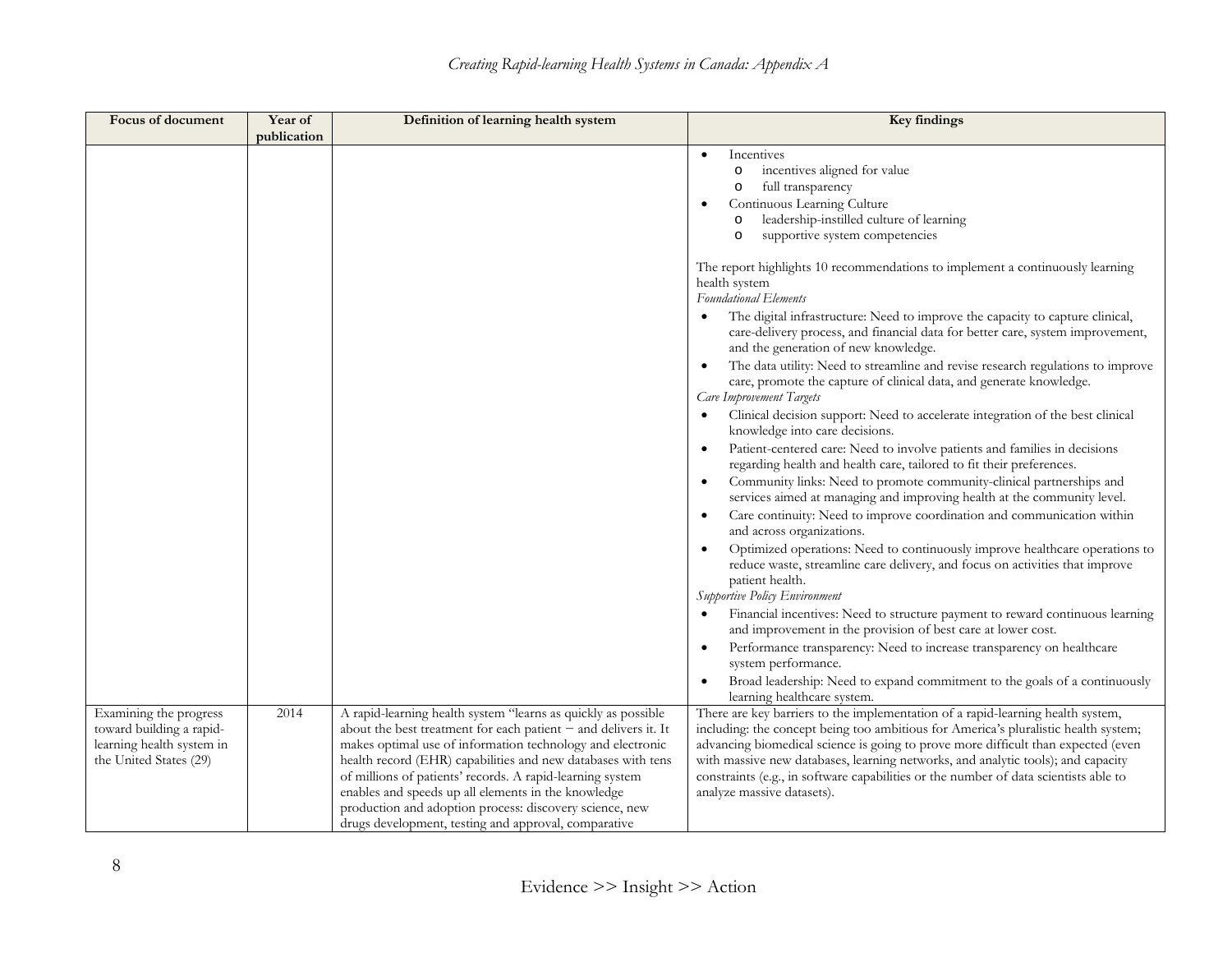| Focus of document | Year of publication | Definition of learning health system | Key findings |
|---|---|---|---|
| | | | • Incentives<br>  o incentives aligned for value<br>  o full transparency<br>• Continuous Learning Culture<br>  o leadership-instilled culture of learning<br>  o supportive system competencies<br><br>The report highlights 10 recommendations to implement a continuously learning health system<br>*Foundational Elements*<br>• The digital infrastructure: Need to improve the capacity to capture clinical, care-delivery process, and financial data for better care, system improvement, and the generation of new knowledge.<br>• The data utility: Need to streamline and revise research regulations to improve care, promote the capture of clinical data, and generate knowledge.<br>*Care Improvement Targets*<br>• Clinical decision support: Need to accelerate integration of the best clinical knowledge into care decisions.<br>• Patient-centered care: Need to involve patients and families in decisions regarding health and health care, tailored to fit their preferences.<br>• Community links: Need to promote community-clinical partnerships and services aimed at managing and improving health at the community level.<br>• Care continuity: Need to improve coordination and communication within and across organizations.<br>• Optimized operations: Need to continuously improve healthcare operations to reduce waste, streamline care delivery, and focus on activities that improve patient health.<br>*Supportive Policy Environment*<br>• Financial incentives: Need to structure payment to reward continuous learning and improvement in the provision of best care at lower cost.<br>• Performance transparency: Need to increase transparency on healthcare system performance.<br>• Broad leadership: Need to expand commitment to the goals of a continuously learning healthcare system. |
| Examining the progress toward building a rapid-learning health system in the United States (29) | 2014 | A rapid-learning health system "learns as quickly as possible about the best treatment for each patient – and delivers it. It makes optimal use of information technology and electronic health record (EHR) capabilities and new databases with tens of millions of patients' records. A rapid-learning system enables and speeds up all elements in the knowledge production and adoption process: discovery science, new drugs development, testing and approval, comparative | There are key barriers to the implementation of a rapid-learning health system, including: the concept being too ambitious for America's pluralistic health system; advancing biomedical science is going to prove more difficult than expected (even with massive new databases, learning networks, and analytic tools); and capacity constraints (e.g., in software capabilities or the number of data scientists able to analyze massive datasets). |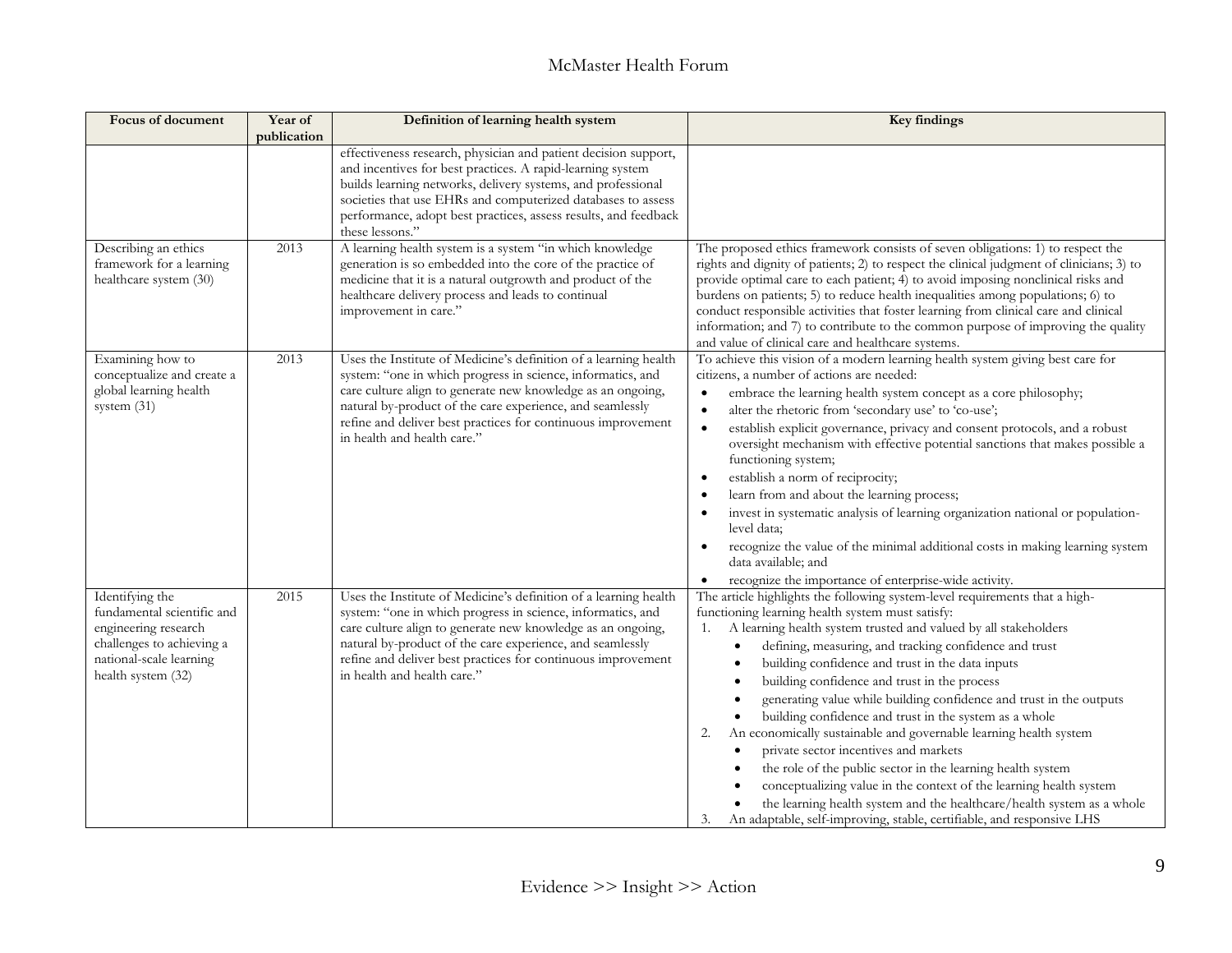| Focus of document | Year of publication | Definition of learning health system | Key findings |
|---|---|---|---|
| | | effectiveness research, physician and patient decision support, and incentives for best practices. A rapid-learning system builds learning networks, delivery systems, and professional societies that use EHRs and computerized databases to assess performance, adopt best practices, assess results, and feedback these lessons." | |
| Describing an ethics framework for a learning healthcare system (30) | 2013 | A learning health system is a system "in which knowledge generation is so embedded into the core of the practice of medicine that it is a natural outgrowth and product of the healthcare delivery process and leads to continual improvement in care." | The proposed ethics framework consists of seven obligations: 1) to respect the rights and dignity of patients; 2) to respect the clinical judgment of clinicians; 3) to provide optimal care to each patient; 4) to avoid imposing nonclinical risks and burdens on patients; 5) to reduce health inequalities among populations; 6) to conduct responsible activities that foster learning from clinical care and clinical information; and 7) to contribute to the common purpose of improving the quality and value of clinical care and healthcare systems. |
| Examining how to conceptualize and create a global learning health system (31) | 2013 | Uses the Institute of Medicine's definition of a learning health system: "one in which progress in science, informatics, and care culture align to generate new knowledge as an ongoing, natural by-product of the care experience, and seamlessly refine and deliver best practices for continuous improvement in health and health care." | To achieve this vision of a modern learning health system giving best care for citizens, a number of actions are needed:<br>• embrace the learning health system concept as a core philosophy;<br>• alter the rhetoric from 'secondary use' to 'co-use';<br>• establish explicit governance, privacy and consent protocols, and a robust oversight mechanism with effective potential sanctions that makes possible a functioning system;<br>• establish a norm of reciprocity;<br>• learn from and about the learning process;<br>• invest in systematic analysis of learning organization national or population-level data;<br>• recognize the value of the minimal additional costs in making learning system data available; and<br>• recognize the importance of enterprise-wide activity. |
| Identifying the fundamental scientific and engineering research challenges to achieving a national-scale learning health system (32) | 2015 | Uses the Institute of Medicine's definition of a learning health system: "one in which progress in science, informatics, and care culture align to generate new knowledge as an ongoing, natural by-product of the care experience, and seamlessly refine and deliver best practices for continuous improvement in health and health care." | The article highlights the following system-level requirements that a high-functioning learning health system must satisfy:<br>1. A learning health system trusted and valued by all stakeholders<br>&nbsp;&nbsp;&nbsp;• defining, measuring, and tracking confidence and trust<br>&nbsp;&nbsp;&nbsp;• building confidence and trust in the data inputs<br>&nbsp;&nbsp;&nbsp;• building confidence and trust in the process<br>&nbsp;&nbsp;&nbsp;• generating value while building confidence and trust in the outputs<br>&nbsp;&nbsp;&nbsp;• building confidence and trust in the system as a whole<br>2. An economically sustainable and governable learning health system<br>&nbsp;&nbsp;&nbsp;• private sector incentives and markets<br>&nbsp;&nbsp;&nbsp;• the role of the public sector in the learning health system<br>&nbsp;&nbsp;&nbsp;• conceptualizing value in the context of the learning health system<br>&nbsp;&nbsp;&nbsp;• the learning health system and the healthcare/health system as a whole<br>3. An adaptable, self-improving, stable, certifiable, and responsive LHS |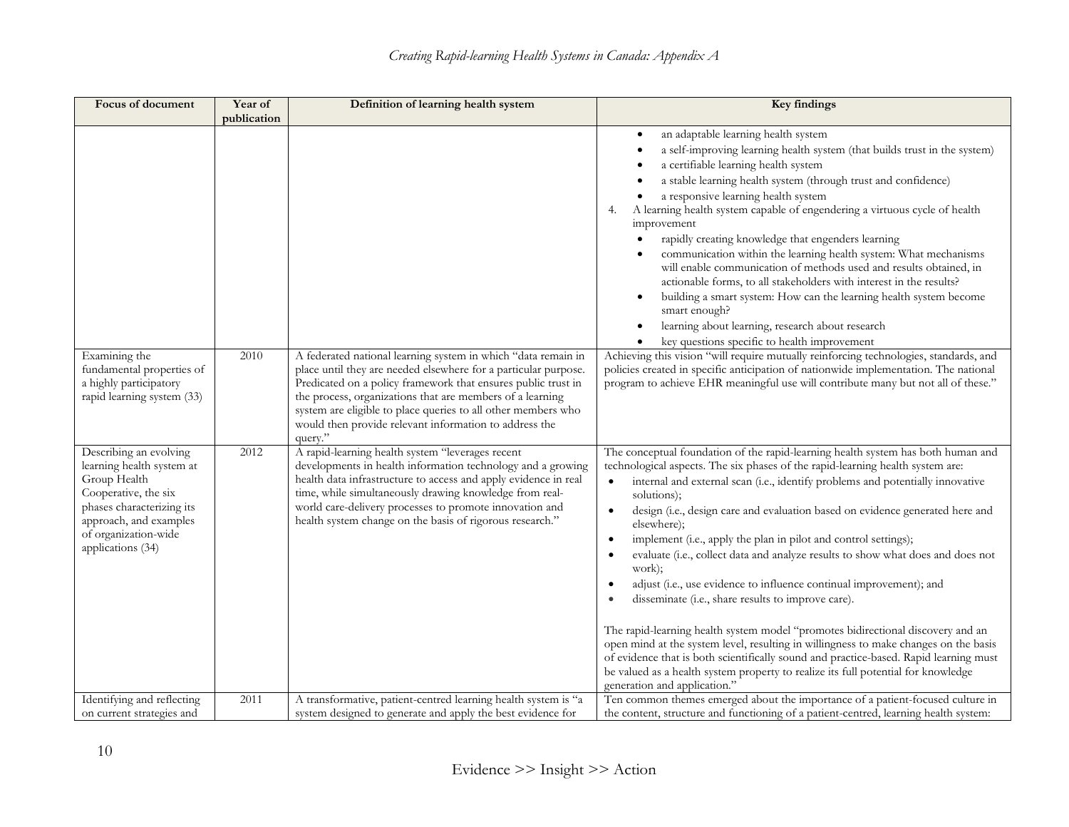| Focus of document | Year of publication | Definition of learning health system | Key findings |
|---|---|---|---|
| | | | • an adaptable learning health system<br>• a self-improving learning health system (that builds trust in the system)<br>• a certifiable learning health system<br>• a stable learning health system (through trust and confidence)<br>• a responsive learning health system<br>4. A learning health system capable of engendering a virtuous cycle of health improvement<br>• rapidly creating knowledge that engenders learning<br>• communication within the learning health system: What mechanisms will enable communication of methods used and results obtained, in actionable forms, to all stakeholders with interest in the results?<br>• building a smart system: How can the learning health system become smart enough?<br>• learning about learning, research about research<br>• key questions specific to health improvement |
| Examining the fundamental properties of a highly participatory rapid learning system (33) | 2010 | A federated national learning system in which "data remain in place until they are needed elsewhere for a particular purpose. Predicated on a policy framework that ensures public trust in the process, organizations that are members of a learning system are eligible to place queries to all other members who would then provide relevant information to address the query." | Achieving this vision "will require mutually reinforcing technologies, standards, and policies created in specific anticipation of nationwide implementation. The national program to achieve EHR meaningful use will contribute many but not all of these." |
| Describing an evolving learning health system at Group Health Cooperative, the six phases characterizing its approach, and examples of organization-wide applications (34) | 2012 | A rapid-learning health system "leverages recent developments in health information technology and a growing health data infrastructure to access and apply evidence in real time, while simultaneously drawing knowledge from real-world care-delivery processes to promote innovation and health system change on the basis of rigorous research." | The conceptual foundation of the rapid-learning health system has both human and technological aspects. The six phases of the rapid-learning health system are:<br>• internal and external scan (i.e., identify problems and potentially innovative solutions);<br>• design (i.e., design care and evaluation based on evidence generated here and elsewhere);<br>• implement (i.e., apply the plan in pilot and control settings);<br>• evaluate (i.e., collect data and analyze results to show what does and does not work);<br>• adjust (i.e., use evidence to influence continual improvement); and<br>• disseminate (i.e., share results to improve care).<br><br>The rapid-learning health system model "promotes bidirectional discovery and an open mind at the system level, resulting in willingness to make changes on the basis of evidence that is both scientifically sound and practice-based. Rapid learning must be valued as a health system property to realize its full potential for knowledge generation and application." |
| Identifying and reflecting on current strategies and | 2011 | A transformative, patient-centred learning health system is "a system designed to generate and apply the best evidence for | Ten common themes emerged about the importance of a patient-focused culture in the content, structure and functioning of a patient-centred, learning health system: |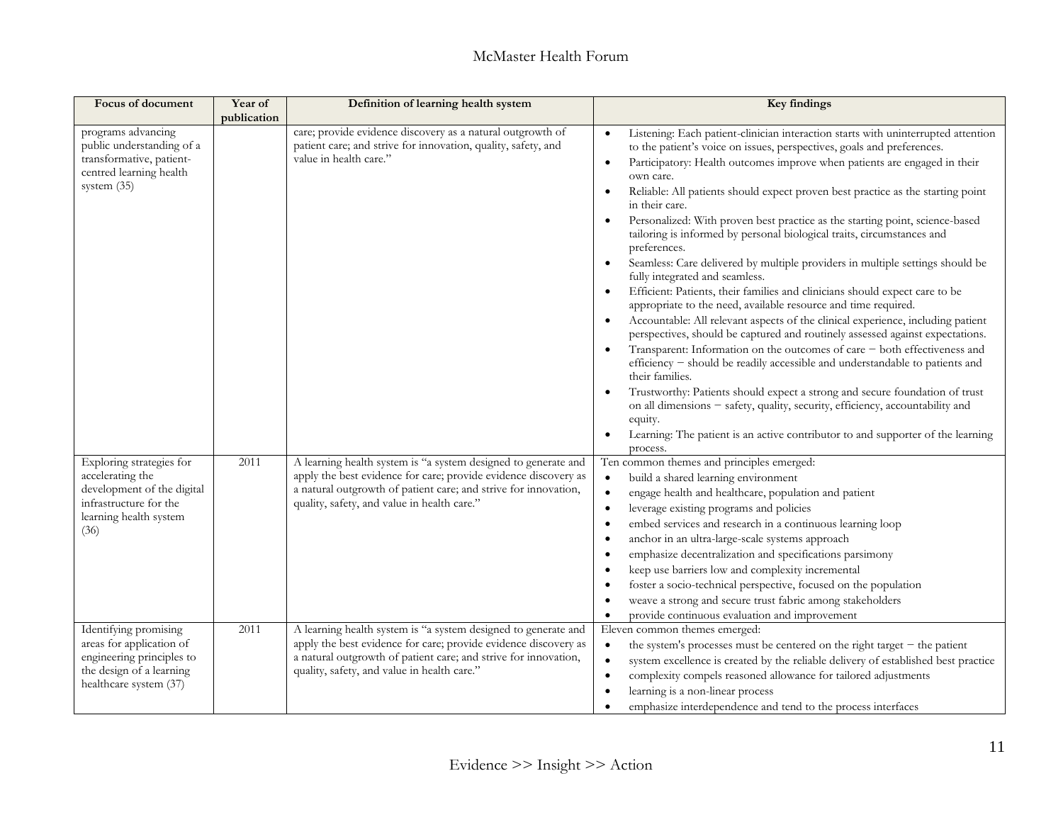| Focus of document | Year of publication | Definition of learning health system | Key findings |
|---|---|---|---|
| programs advancing public understanding of a transformative, patient-centred learning health system (35) | | care; provide evidence discovery as a natural outgrowth of patient care; and strive for innovation, quality, safety, and value in health care." | • Listening: Each patient-clinician interaction starts with uninterrupted attention to the patient's voice on issues, perspectives, goals and preferences.<br>• Participatory: Health outcomes improve when patients are engaged in their own care.<br>• Reliable: All patients should expect proven best practice as the starting point in their care.<br>• Personalized: With proven best practice as the starting point, science-based tailoring is informed by personal biological traits, circumstances and preferences.<br>• Seamless: Care delivered by multiple providers in multiple settings should be fully integrated and seamless.<br>• Efficient: Patients, their families and clinicians should expect care to be appropriate to the need, available resource and time required.<br>• Accountable: All relevant aspects of the clinical experience, including patient perspectives, should be captured and routinely assessed against expectations.<br>• Transparent: Information on the outcomes of care − both effectiveness and efficiency − should be readily accessible and understandable to patients and their families.<br>• Trustworthy: Patients should expect a strong and secure foundation of trust on all dimensions − safety, quality, security, efficiency, accountability and equity.<br>• Learning: The patient is an active contributor to and supporter of the learning process. |
| Exploring strategies for accelerating the development of the digital infrastructure for the learning health system (36) | 2011 | A learning health system is "a system designed to generate and apply the best evidence for care; provide evidence discovery as a natural outgrowth of patient care; and strive for innovation, quality, safety, and value in health care." | Ten common themes and principles emerged:<br>• build a shared learning environment<br>• engage health and healthcare, population and patient<br>• leverage existing programs and policies<br>• embed services and research in a continuous learning loop<br>• anchor in an ultra-large-scale systems approach<br>• emphasize decentralization and specifications parsimony<br>• keep use barriers low and complexity incremental<br>• foster a socio-technical perspective, focused on the population<br>• weave a strong and secure trust fabric among stakeholders<br>• provide continuous evaluation and improvement |
| Identifying promising areas for application of engineering principles to the design of a learning healthcare system (37) | 2011 | A learning health system is "a system designed to generate and apply the best evidence for care; provide evidence discovery as a natural outgrowth of patient care; and strive for innovation, quality, safety, and value in health care." | Eleven common themes emerged:<br>• the system's processes must be centered on the right target − the patient<br>• system excellence is created by the reliable delivery of established best practice<br>• complexity compels reasoned allowance for tailored adjustments<br>• learning is a non-linear process<br>• emphasize interdependence and tend to the process interfaces |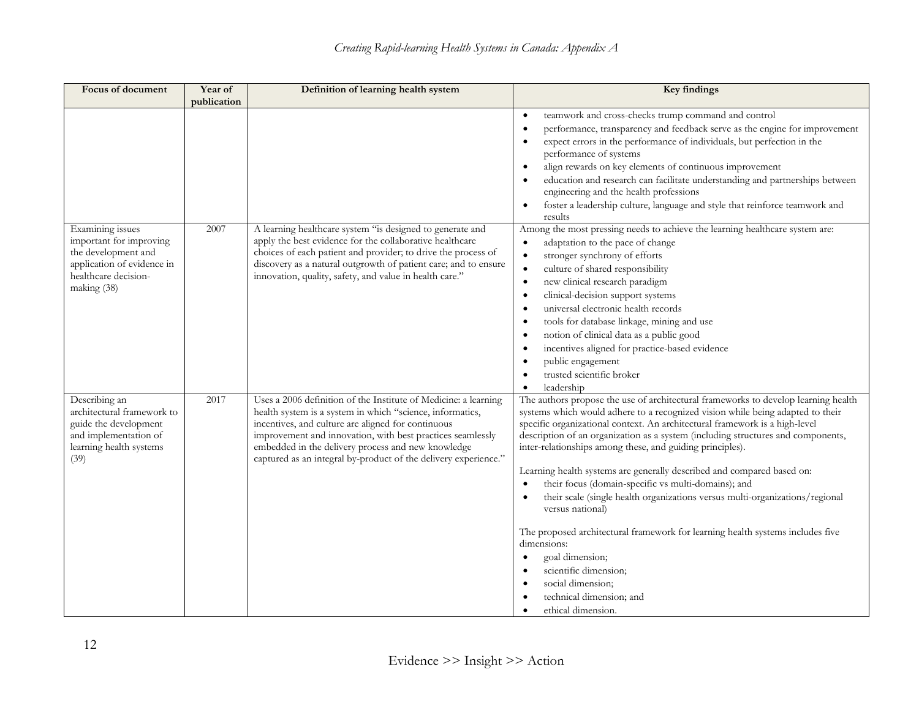| Focus of document | Year of publication | Definition of learning health system | Key findings |
|---|---|---|---|
| | | | • teamwork and cross-checks trump command and control<br>• performance, transparency and feedback serve as the engine for improvement<br>• expect errors in the performance of individuals, but perfection in the performance of systems<br>• align rewards on key elements of continuous improvement<br>• education and research can facilitate understanding and partnerships between engineering and the health professions<br>• foster a leadership culture, language and style that reinforce teamwork and results |
| Examining issues important for improving the development and application of evidence in healthcare decision-making (38) | 2007 | A learning healthcare system "is designed to generate and apply the best evidence for the collaborative healthcare choices of each patient and provider; to drive the process of discovery as a natural outgrowth of patient care; and to ensure innovation, quality, safety, and value in health care." | Among the most pressing needs to achieve the learning healthcare system are:<br>• adaptation to the pace of change<br>• stronger synchrony of efforts<br>• culture of shared responsibility<br>• new clinical research paradigm<br>• clinical-decision support systems<br>• universal electronic health records<br>• tools for database linkage, mining and use<br>• notion of clinical data as a public good<br>• incentives aligned for practice-based evidence<br>• public engagement<br>• trusted scientific broker<br>• leadership |
| Describing an architectural framework to guide the development and implementation of learning health systems (39) | 2017 | Uses a 2006 definition of the Institute of Medicine: a learning health system is a system in which "science, informatics, incentives, and culture are aligned for continuous improvement and innovation, with best practices seamlessly embedded in the delivery process and new knowledge captured as an integral by-product of the delivery experience." | The authors propose the use of architectural frameworks to develop learning health systems which would adhere to a recognized vision while being adapted to their specific organizational context. An architectural framework is a high-level description of an organization as a system (including structures and components, inter-relationships among these, and guiding principles).<br><br>Learning health systems are generally described and compared based on:<br>• their focus (domain-specific vs multi-domains); and<br>• their scale (single health organizations versus multi-organizations/regional versus national)<br><br>The proposed architectural framework for learning health systems includes five dimensions:<br>• goal dimension;<br>• scientific dimension;<br>• social dimension;<br>• technical dimension; and<br>• ethical dimension. |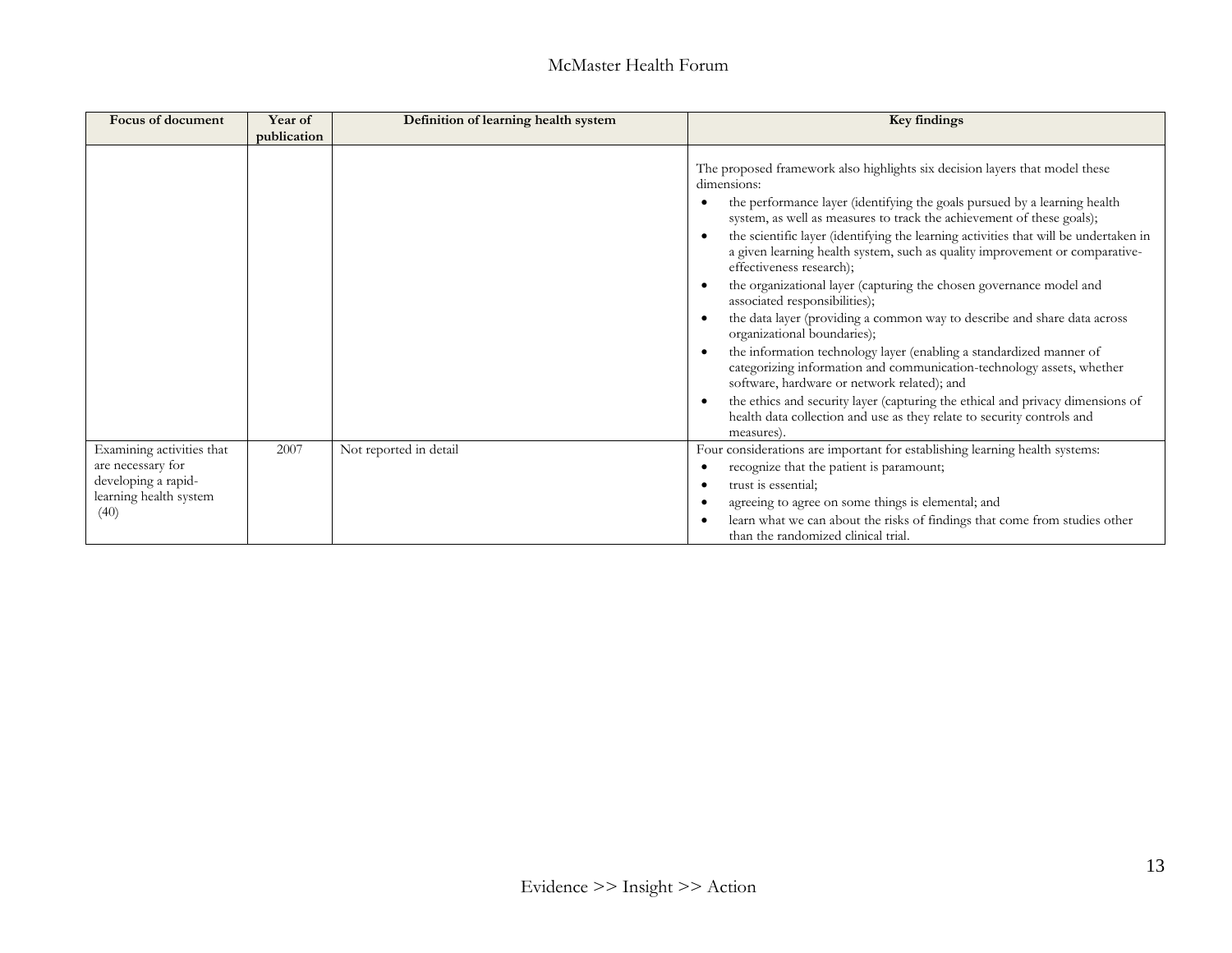| Focus of document | Year of publication | Definition of learning health system | Key findings |
|---|---|---|---|
| | | | The proposed framework also highlights six decision layers that model these dimensions:<br>• the performance layer (identifying the goals pursued by a learning health system, as well as measures to track the achievement of these goals);<br>• the scientific layer (identifying the learning activities that will be undertaken in a given learning health system, such as quality improvement or comparative-effectiveness research);<br>• the organizational layer (capturing the chosen governance model and associated responsibilities);<br>• the data layer (providing a common way to describe and share data across organizational boundaries);<br>• the information technology layer (enabling a standardized manner of categorizing information and communication-technology assets, whether software, hardware or network related); and<br>• the ethics and security layer (capturing the ethical and privacy dimensions of health data collection and use as they relate to security controls and measures). |
| Examining activities that are necessary for developing a rapid-learning health system (40) | 2007 | Not reported in detail | Four considerations are important for establishing learning health systems:<br>• recognize that the patient is paramount;<br>• trust is essential;<br>• agreeing to agree on some things is elemental; and<br>• learn what we can about the risks of findings that come from studies other than the randomized clinical trial. |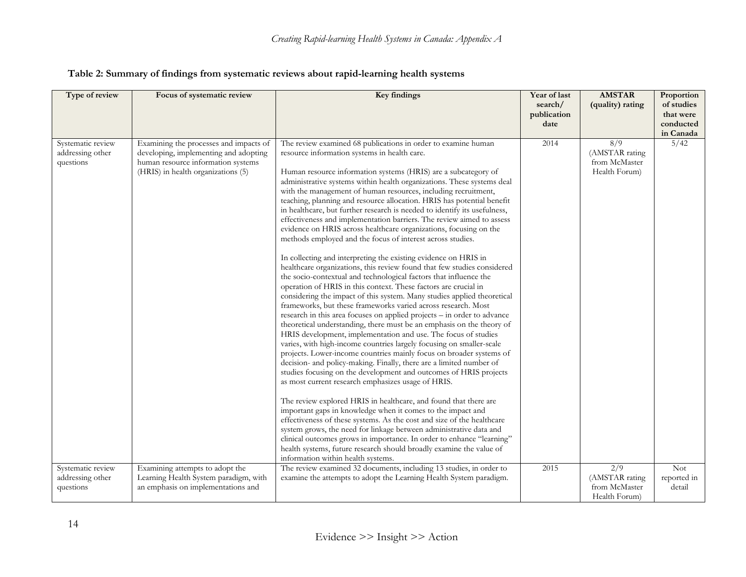**Table 2: Summary of findings from systematic reviews about rapid-learning health systems**

| Type of review | Focus of systematic review | Key findings | Year of last search/ publication date | AMSTAR (quality) rating | Proportion of studies that were conducted in Canada |
|---|---|---|---|---|---|
| Systematic review addressing other questions | Examining the processes and impacts of developing, implementing and adopting human resource information systems (HRIS) in health organizations (5) | The review examined 68 publications in order to examine human resource information systems in health care.<br><br>Human resource information systems (HRIS) are a subcategory of administrative systems within health organizations. These systems deal with the management of human resources, including recruitment, teaching, planning and resource allocation. HRIS has potential benefit in healthcare, but further research is needed to identify its usefulness, effectiveness and implementation barriers. The review aimed to assess evidence on HRIS across healthcare organizations, focusing on the methods employed and the focus of interest across studies.<br><br>In collecting and interpreting the existing evidence on HRIS in healthcare organizations, this review found that few studies considered the socio-contextual and technological factors that influence the operation of HRIS in this context. These factors are crucial in considering the impact of this system. Many studies applied theoretical frameworks, but these frameworks varied across research. Most research in this area focuses on applied projects – in order to advance theoretical understanding, there must be an emphasis on the theory of HRIS development, implementation and use. The focus of studies varies, with high-income countries largely focusing on smaller-scale projects. Lower-income countries mainly focus on broader systems of decision- and policy-making. Finally, there are a limited number of studies focusing on the development and outcomes of HRIS projects as most current research emphasizes usage of HRIS.<br><br>The review explored HRIS in healthcare, and found that there are important gaps in knowledge when it comes to the impact and effectiveness of these systems. As the cost and size of the healthcare system grows, the need for linkage between administrative data and clinical outcomes grows in importance. In order to enhance "learning" health systems, future research should broadly examine the value of information within health systems. | 2014 | 8/9 (AMSTAR rating from McMaster Health Forum) | 5/42 |
| Systematic review addressing other questions | Examining attempts to adopt the Learning Health System paradigm, with an emphasis on implementations and | The review examined 32 documents, including 13 studies, in order to examine the attempts to adopt the Learning Health System paradigm. | 2015 | 2/9 (AMSTAR rating from McMaster Health Forum) | Not reported in detail |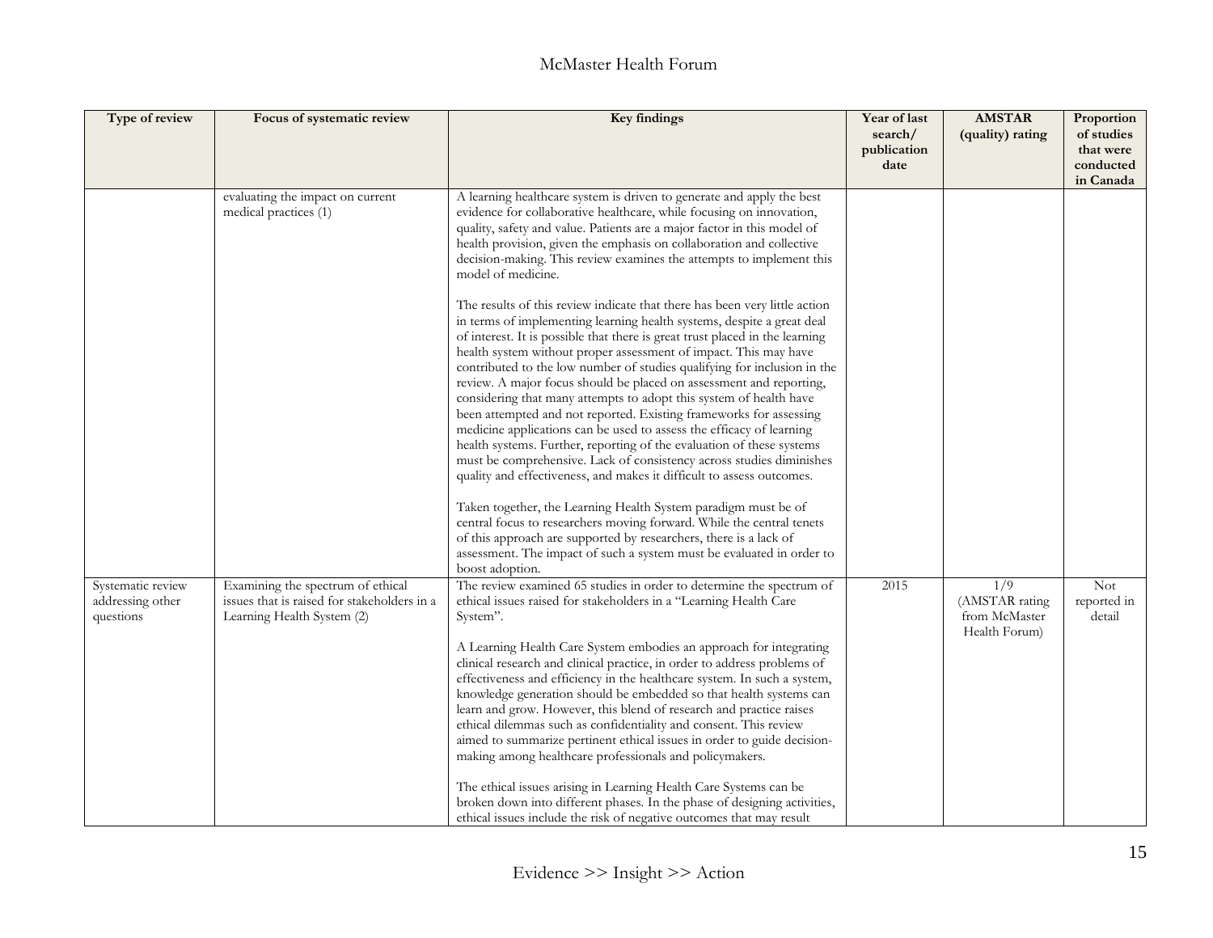| Type of review | Focus of systematic review | Key findings | Year of last search/ publication date | AMSTAR (quality) rating | Proportion of studies that were conducted in Canada |
|---|---|---|---|---|---|
| | evaluating the impact on current medical practices (1) | A learning healthcare system is driven to generate and apply the best evidence for collaborative healthcare, while focusing on innovation, quality, safety and value. Patients are a major factor in this model of health provision, given the emphasis on collaboration and collective decision-making. This review examines the attempts to implement this model of medicine.<br><br>The results of this review indicate that there has been very little action in terms of implementing learning health systems, despite a great deal of interest. It is possible that there is great trust placed in the learning health system without proper assessment of impact. This may have contributed to the low number of studies qualifying for inclusion in the review. A major focus should be placed on assessment and reporting, considering that many attempts to adopt this system of health have been attempted and not reported. Existing frameworks for assessing medicine applications can be used to assess the efficacy of learning health systems. Further, reporting of the evaluation of these systems must be comprehensive. Lack of consistency across studies diminishes quality and effectiveness, and makes it difficult to assess outcomes.<br><br>Taken together, the Learning Health System paradigm must be of central focus to researchers moving forward. While the central tenets of this approach are supported by researchers, there is a lack of assessment. The impact of such a system must be evaluated in order to boost adoption. | | | |
| Systematic review addressing other questions | Examining the spectrum of ethical issues that is raised for stakeholders in a Learning Health System (2) | The review examined 65 studies in order to determine the spectrum of ethical issues raised for stakeholders in a "Learning Health Care System".<br><br>A Learning Health Care System embodies an approach for integrating clinical research and clinical practice, in order to address problems of effectiveness and efficiency in the healthcare system. In such a system, knowledge generation should be embedded so that health systems can learn and grow. However, this blend of research and practice raises ethical dilemmas such as confidentiality and consent. This review aimed to summarize pertinent ethical issues in order to guide decision-making among healthcare professionals and policymakers.<br><br>The ethical issues arising in Learning Health Care Systems can be broken down into different phases. In the phase of designing activities, ethical issues include the risk of negative outcomes that may result | 2015 | 1/9 (AMSTAR rating from McMaster Health Forum) | Not reported in detail |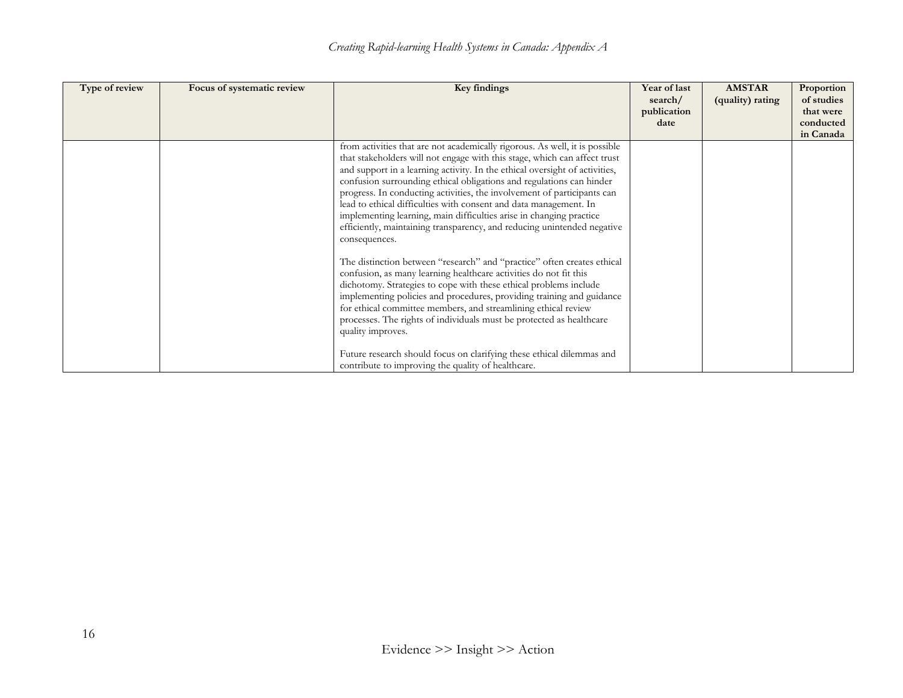| Type of review | Focus of systematic review | Key findings | Year of last search/ publication date | AMSTAR (quality) rating | Proportion of studies that were conducted in Canada |
|---|---|---|---|---|---|
| | | from activities that are not academically rigorous. As well, it is possible that stakeholders will not engage with this stage, which can affect trust and support in a learning activity. In the ethical oversight of activities, confusion surrounding ethical obligations and regulations can hinder progress. In conducting activities, the involvement of participants can lead to ethical difficulties with consent and data management. In implementing learning, main difficulties arise in changing practice efficiently, maintaining transparency, and reducing unintended negative consequences.<br><br>The distinction between "research" and "practice" often creates ethical confusion, as many learning healthcare activities do not fit this dichotomy. Strategies to cope with these ethical problems include implementing policies and procedures, providing training and guidance for ethical committee members, and streamlining ethical review processes. The rights of individuals must be protected as healthcare quality improves.<br><br>Future research should focus on clarifying these ethical dilemmas and contribute to improving the quality of healthcare. | | | |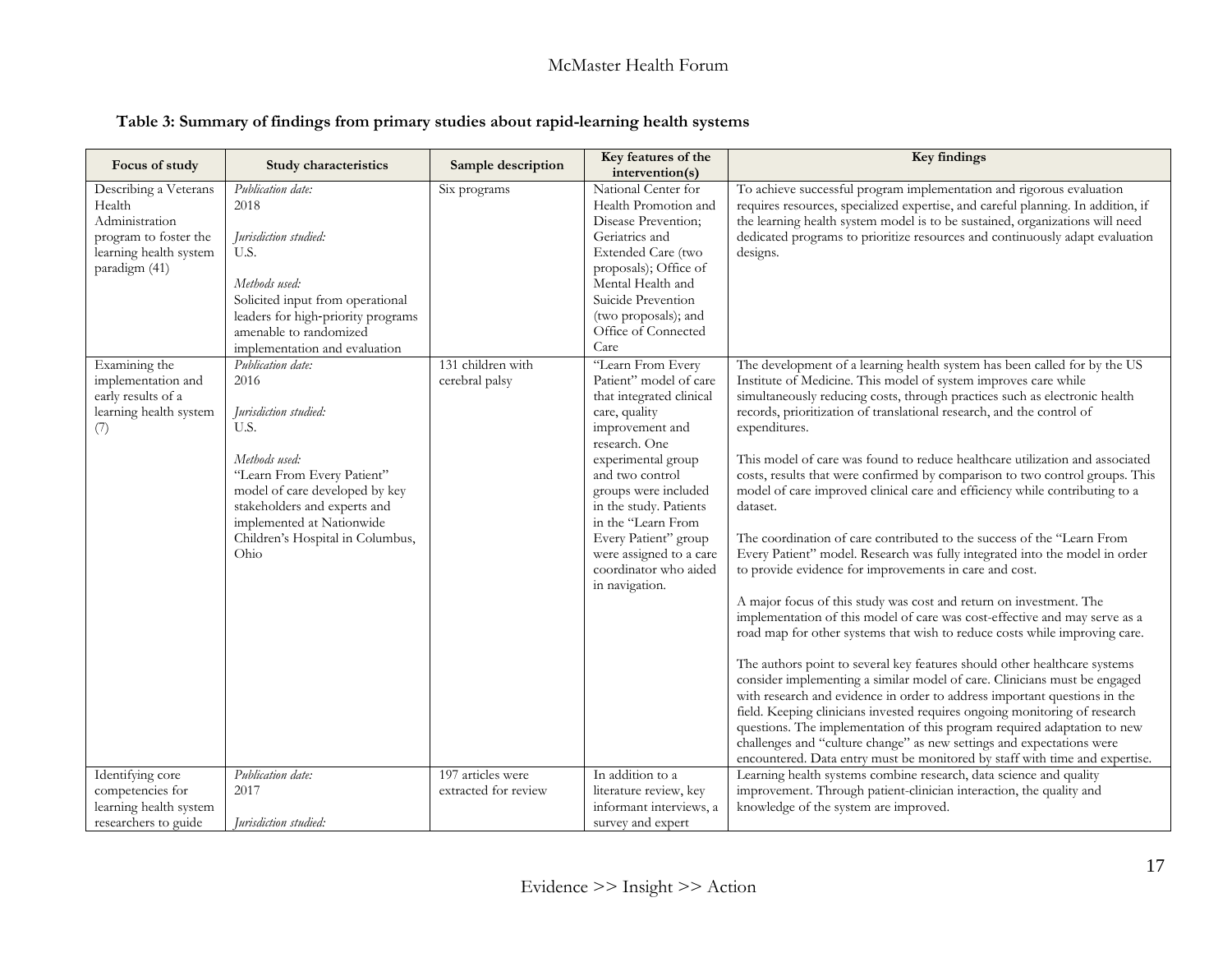**Table 3: Summary of findings from primary studies about rapid-learning health systems**

| Focus of study | Study characteristics | Sample description | Key features of the intervention(s) | Key findings |
| --- | --- | --- | --- | --- |
| Describing a Veterans Health Administration program to foster the learning health system paradigm (41) | *Publication date:* 2018<br><br>*Jurisdiction studied:* U.S.<br><br>*Methods used:* Solicited input from operational leaders for high-priority programs amenable to randomized implementation and evaluation | Six programs | National Center for Health Promotion and Disease Prevention; Geriatrics and Extended Care (two proposals); Office of Mental Health and Suicide Prevention (two proposals); and Office of Connected Care | To achieve successful program implementation and rigorous evaluation requires resources, specialized expertise, and careful planning. In addition, if the learning health system model is to be sustained, organizations will need dedicated programs to prioritize resources and continuously adapt evaluation designs. |
| Examining the implementation and early results of a learning health system (7) | *Publication date:* 2016<br><br>*Jurisdiction studied:* U.S.<br><br>*Methods used:* "Learn From Every Patient" model of care developed by key stakeholders and experts and implemented at Nationwide Children's Hospital in Columbus, Ohio | 131 children with cerebral palsy | "Learn From Every Patient" model of care that integrated clinical care, quality improvement and research. One experimental group and two control groups were included in the study. Patients in the "Learn From Every Patient" group were assigned to a care coordinator who aided in navigation. | The development of a learning health system has been called for by the US Institute of Medicine. This model of system improves care while simultaneously reducing costs, through practices such as electronic health records, prioritization of translational research, and the control of expenditures.<br><br>This model of care was found to reduce healthcare utilization and associated costs, results that were confirmed by comparison to two control groups. This model of care improved clinical care and efficiency while contributing to a dataset.<br><br>The coordination of care contributed to the success of the "Learn From Every Patient" model. Research was fully integrated into the model in order to provide evidence for improvements in care and cost.<br><br>A major focus of this study was cost and return on investment. The implementation of this model of care was cost-effective and may serve as a road map for other systems that wish to reduce costs while improving care.<br><br>The authors point to several key features should other healthcare systems consider implementing a similar model of care. Clinicians must be engaged with research and evidence in order to address important questions in the field. Keeping clinicians invested requires ongoing monitoring of research questions. The implementation of this program required adaptation to new challenges and "culture change" as new settings and expectations were encountered. Data entry must be monitored by staff with time and expertise. |
| Identifying core competencies for learning health system researchers to guide | *Publication date:* 2017<br><br>*Jurisdiction studied:* | 197 articles were extracted for review | In addition to a literature review, key informant interviews, a survey and expert | Learning health systems combine research, data science and quality improvement. Through patient-clinician interaction, the quality and knowledge of the system are improved. |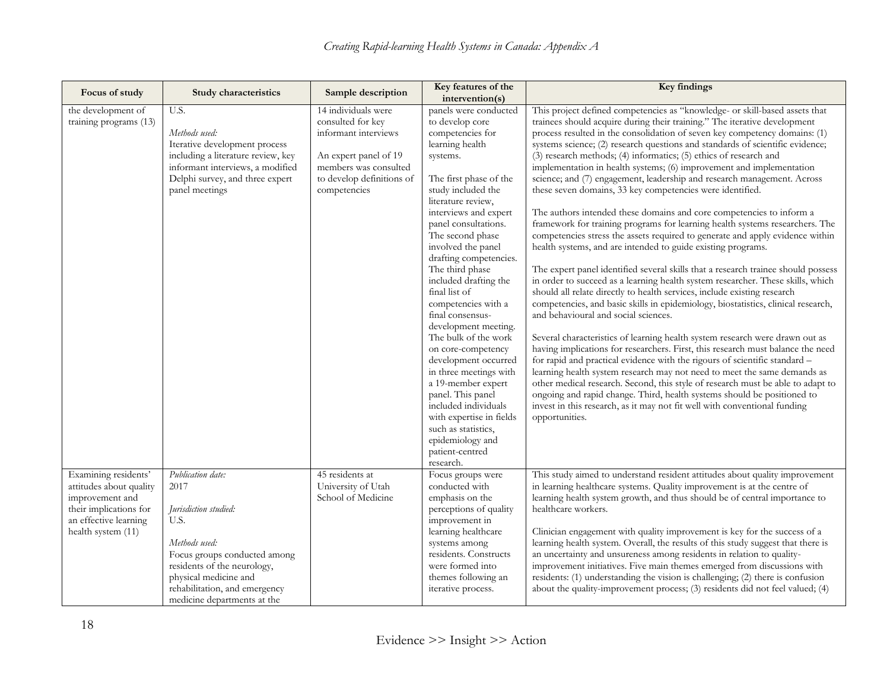| Focus of study | Study characteristics | Sample description | Key features of the intervention(s) | Key findings |
| --- | --- | --- | --- | --- |
| the development of training programs (13) | U.S.<br><br>*Methods used:*<br>Iterative development process including a literature review, key informant interviews, a modified Delphi survey, and three expert panel meetings | 14 individuals were consulted for key informant interviews<br><br>An expert panel of 19 members was consulted to develop definitions of competencies | panels were conducted to develop core competencies for learning health systems.<br><br>The first phase of the study included the literature review, interviews and expert panel consultations. The second phase involved the panel drafting competencies. The third phase included drafting the final list of competencies with a final consensus-development meeting. The bulk of the work on core-competency development occurred in three meetings with a 19-member expert panel. This panel included individuals with expertise in fields such as statistics, epidemiology and patient-centred research. | This project defined competencies as "knowledge- or skill-based assets that trainees should acquire during their training." The iterative development process resulted in the consolidation of seven key competency domains: (1) systems science; (2) research questions and standards of scientific evidence; (3) research methods; (4) informatics; (5) ethics of research and implementation in health systems; (6) improvement and implementation science; and (7) engagement, leadership and research management. Across these seven domains, 33 key competencies were identified.<br><br>The authors intended these domains and core competencies to inform a framework for training programs for learning health systems researchers. The competencies stress the assets required to generate and apply evidence within health systems, and are intended to guide existing programs.<br><br>The expert panel identified several skills that a research trainee should possess in order to succeed as a learning health system researcher. These skills, which should all relate directly to health services, include existing research competencies, and basic skills in epidemiology, biostatistics, clinical research, and behavioural and social sciences.<br><br>Several characteristics of learning health system research were drawn out as having implications for researchers. First, this research must balance the need for rapid and practical evidence with the rigours of scientific standard – learning health system research may not need to meet the same demands as other medical research. Second, this style of research must be able to adapt to ongoing and rapid change. Third, health systems should be positioned to invest in this research, as it may not fit well with conventional funding opportunities. |
| Examining residents' attitudes about quality improvement and their implications for an effective learning health system (11) | *Publication date:*<br>2017<br><br>*Jurisdiction studied:*<br>U.S.<br><br>*Methods used:*<br>Focus groups conducted among residents of the neurology, physical medicine and rehabilitation, and emergency medicine departments at the | 45 residents at University of Utah School of Medicine | Focus groups were conducted with emphasis on the perceptions of quality improvement in learning healthcare systems among residents. Constructs were formed into themes following an iterative process. | This study aimed to understand resident attitudes about quality improvement in learning healthcare systems. Quality improvement is at the centre of learning health system growth, and thus should be of central importance to healthcare workers.<br><br>Clinician engagement with quality improvement is key for the success of a learning health system. Overall, the results of this study suggest that there is an uncertainty and unsureness among residents in relation to quality-improvement initiatives. Five main themes emerged from discussions with residents: (1) understanding the vision is challenging; (2) there is confusion about the quality-improvement process; (3) residents did not feel valued; (4) |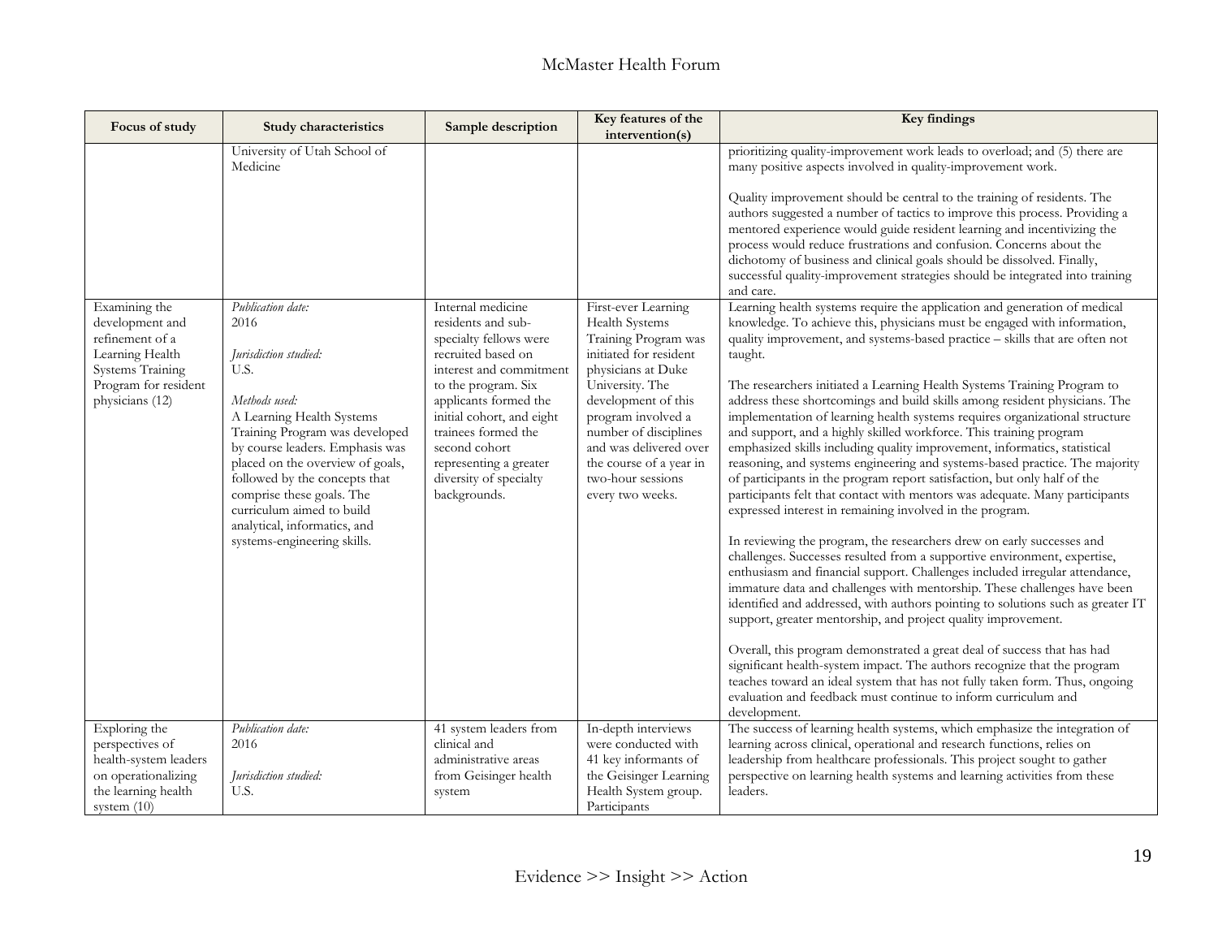| Focus of study | Study characteristics | Sample description | Key features of the intervention(s) | Key findings |
|---|---|---|---|---|
| | University of Utah School of Medicine | | | prioritizing quality-improvement work leads to overload; and (5) there are many positive aspects involved in quality-improvement work.<br><br>Quality improvement should be central to the training of residents. The authors suggested a number of tactics to improve this process. Providing a mentored experience would guide resident learning and incentivizing the process would reduce frustrations and confusion. Concerns about the dichotomy of business and clinical goals should be dissolved. Finally, successful quality-improvement strategies should be integrated into training and care. |
| Examining the development and refinement of a Learning Health Systems Training Program for resident physicians (12) | *Publication date:*<br>2016<br><br>*Jurisdiction studied:*<br>U.S.<br><br>*Methods used:*<br>A Learning Health Systems Training Program was developed by course leaders. Emphasis was placed on the overview of goals, followed by the concepts that comprise these goals. The curriculum aimed to build analytical, informatics, and systems-engineering skills. | Internal medicine residents and sub-specialty fellows were recruited based on interest and commitment to the program. Six applicants formed the initial cohort, and eight trainees formed the second cohort representing a greater diversity of specialty backgrounds. | First-ever Learning Health Systems Training Program was initiated for resident physicians at Duke University. The development of this program involved a number of disciplines and was delivered over the course of a year in two-hour sessions every two weeks. | Learning health systems require the application and generation of medical knowledge. To achieve this, physicians must be engaged with information, quality improvement, and systems-based practice – skills that are often not taught.<br><br>The researchers initiated a Learning Health Systems Training Program to address these shortcomings and build skills among resident physicians. The implementation of learning health systems requires organizational structure and support, and a highly skilled workforce. This training program emphasized skills including quality improvement, informatics, statistical reasoning, and systems engineering and systems-based practice. The majority of participants in the program report satisfaction, but only half of the participants felt that contact with mentors was adequate. Many participants expressed interest in remaining involved in the program.<br><br>In reviewing the program, the researchers drew on early successes and challenges. Successes resulted from a supportive environment, expertise, enthusiasm and financial support. Challenges included irregular attendance, immature data and challenges with mentorship. These challenges have been identified and addressed, with authors pointing to solutions such as greater IT support, greater mentorship, and project quality improvement.<br><br>Overall, this program demonstrated a great deal of success that has had significant health-system impact. The authors recognize that the program teaches toward an ideal system that has not fully taken form. Thus, ongoing evaluation and feedback must continue to inform curriculum and development. |
| Exploring the perspectives of health-system leaders on operationalizing the learning health system (10) | *Publication date:*<br>2016<br><br>*Jurisdiction studied:*<br>U.S. | 41 system leaders from clinical and administrative areas from Geisinger health system | In-depth interviews were conducted with 41 key informants of the Geisinger Learning Health System group. Participants | The success of learning health systems, which emphasize the integration of learning across clinical, operational and research functions, relies on leadership from healthcare professionals. This project sought to gather perspective on learning health systems and learning activities from these leaders. |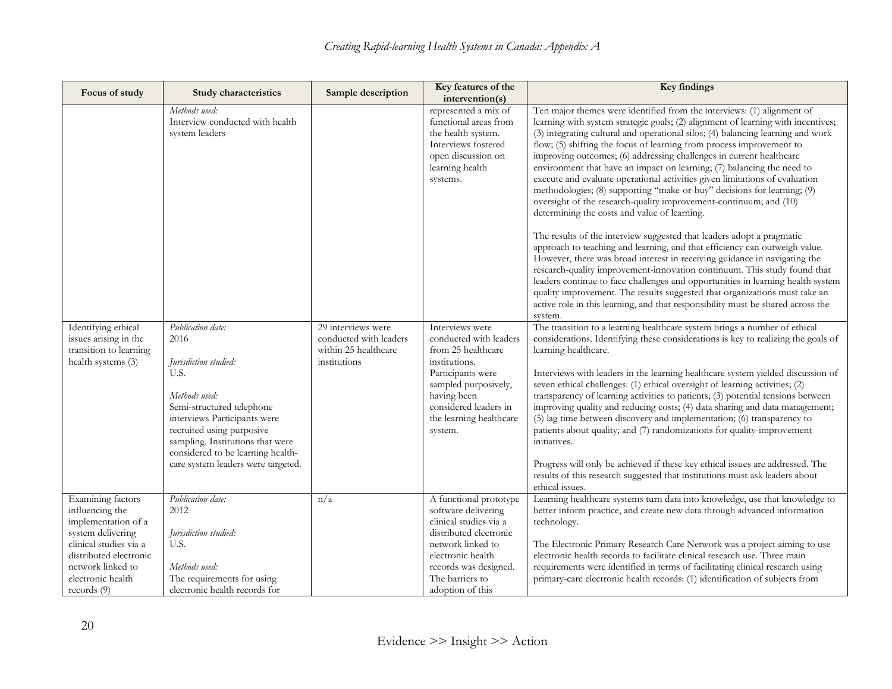| Focus of study | Study characteristics | Sample description | Key features of the intervention(s) | Key findings |
|---|---|---|---|---|
| | *Methods used:* Interview conducted with health system leaders | | represented a mix of functional areas from the health system. Interviews fostered open discussion on learning health systems. | Ten major themes were identified from the interviews: (1) alignment of learning with system strategic goals; (2) alignment of learning with incentives; (3) integrating cultural and operational silos; (4) balancing learning and work flow; (5) shifting the focus of learning from process improvement to improving outcomes; (6) addressing challenges in current healthcare environment that have an impact on learning; (7) balancing the need to execute and evaluate operational activities given limitations of evaluation methodologies; (8) supporting "make-or-buy" decisions for learning; (9) oversight of the research-quality improvement-continuum; and (10) determining the costs and value of learning.<br><br>The results of the interview suggested that leaders adopt a pragmatic approach to teaching and learning, and that efficiency can outweigh value. However, there was broad interest in receiving guidance in navigating the research-quality improvement-innovation continuum. This study found that leaders continue to face challenges and opportunities in learning health system quality improvement. The results suggested that organizations must take an active role in this learning, and that responsibility must be shared across the system. |
| Identifying ethical issues arising in the transition to learning health systems (3) | *Publication date:* 2016<br><br>*Jurisdiction studied:* U.S.<br><br>*Methods used:* Semi-structured telephone interviews Participants were recruited using purposive sampling. Institutions that were considered to be learning health-care system leaders were targeted. | 29 interviews were conducted with leaders within 25 healthcare institutions | Interviews were conducted with leaders from 25 healthcare institutions. Participants were sampled purposively, having been considered leaders in the learning healthcare system. | The transition to a learning healthcare system brings a number of ethical considerations. Identifying these considerations is key to realizing the goals of learning healthcare.<br><br>Interviews with leaders in the learning healthcare system yielded discussion of seven ethical challenges: (1) ethical oversight of learning activities; (2) transparency of learning activities to patients; (3) potential tensions between improving quality and reducing costs; (4) data sharing and data management; (5) lag time between discovery and implementation; (6) transparency to patients about quality; and (7) randomizations for quality-improvement initiatives.<br><br>Progress will only be achieved if these key ethical issues are addressed. The results of this research suggested that institutions must ask leaders about ethical issues. |
| Examining factors influencing the implementation of a system delivering clinical studies via a distributed electronic network linked to electronic health records (9) | *Publication date:* 2012<br><br>*Jurisdiction studied:* U.S.<br><br>*Methods used:* The requirements for using electronic health records for | n/a | A functional prototype software delivering clinical studies via a distributed electronic network linked to electronic health records was designed. The barriers to adoption of this | Learning healthcare systems turn data into knowledge, use that knowledge to better inform practice, and create new data through advanced information technology.<br><br>The Electronic Primary Research Care Network was a project aiming to use electronic health records to facilitate clinical research use. Three main requirements were identified in terms of facilitating clinical research using primary-care electronic health records: (1) identification of subjects from |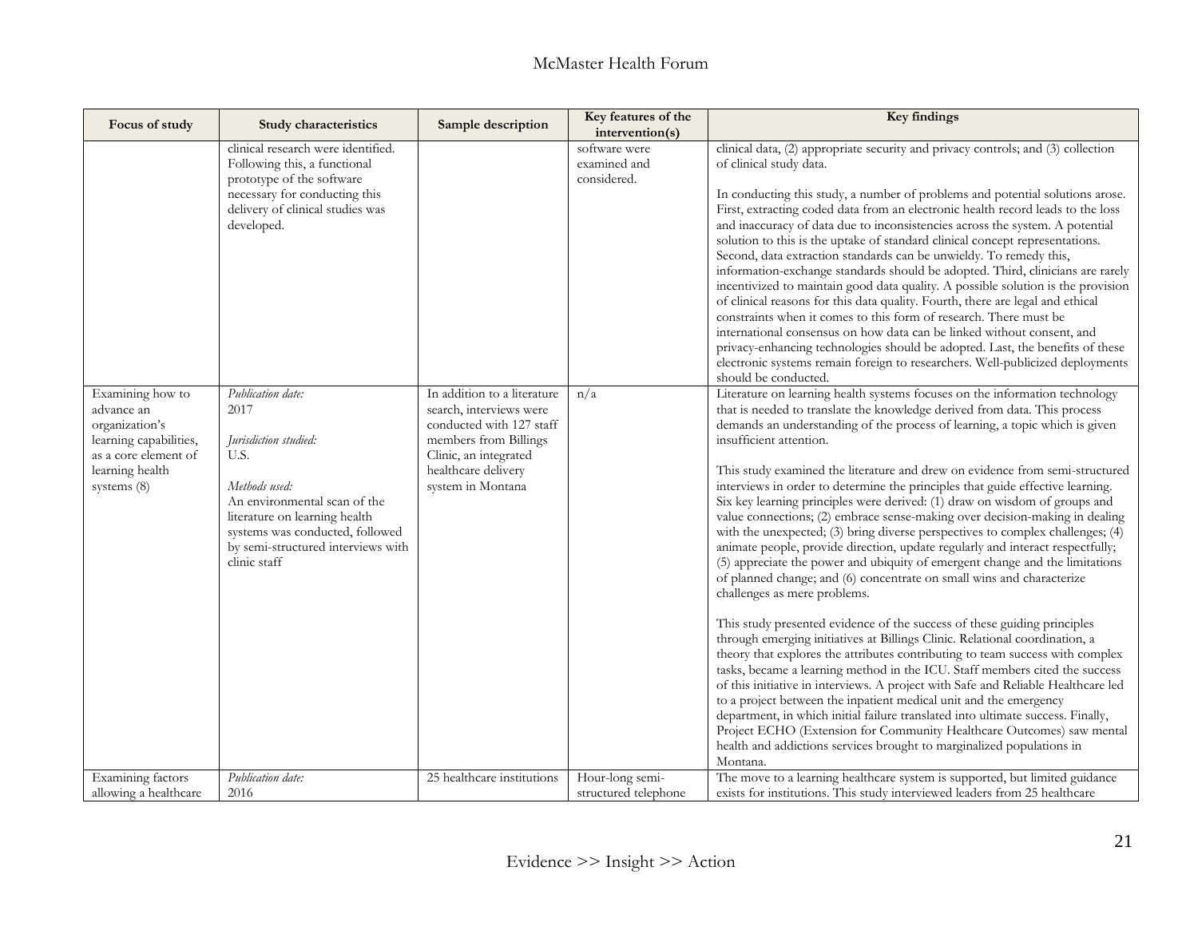| Focus of study | Study characteristics | Sample description | Key features of the intervention(s) | Key findings |
|---|---|---|---|---|
| | clinical research were identified. Following this, a functional prototype of the software necessary for conducting this delivery of clinical studies was developed. | | software were examined and considered. | clinical data, (2) appropriate security and privacy controls; and (3) collection of clinical study data.<br><br>In conducting this study, a number of problems and potential solutions arose. First, extracting coded data from an electronic health record leads to the loss and inaccuracy of data due to inconsistencies across the system. A potential solution to this is the uptake of standard clinical concept representations. Second, data extraction standards can be unwieldy. To remedy this, information-exchange standards should be adopted. Third, clinicians are rarely incentivized to maintain good data quality. A possible solution is the provision of clinical reasons for this data quality. Fourth, there are legal and ethical constraints when it comes to this form of research. There must be international consensus on how data can be linked without consent, and privacy-enhancing technologies should be adopted. Last, the benefits of these electronic systems remain foreign to researchers. Well-publicized deployments should be conducted. |
| Examining how to advance an organization's learning capabilities, as a core element of learning health systems (8) | *Publication date:*<br>2017<br><br>*Jurisdiction studied:*<br>U.S.<br><br>*Methods used:*<br>An environmental scan of the literature on learning health systems was conducted, followed by semi-structured interviews with clinic staff | In addition to a literature search, interviews were conducted with 127 staff members from Billings Clinic, an integrated healthcare delivery system in Montana | n/a | Literature on learning health systems focuses on the information technology that is needed to translate the knowledge derived from data. This process demands an understanding of the process of learning, a topic which is given insufficient attention.<br><br>This study examined the literature and drew on evidence from semi-structured interviews in order to determine the principles that guide effective learning. Six key learning principles were derived: (1) draw on wisdom of groups and value connections; (2) embrace sense-making over decision-making in dealing with the unexpected; (3) bring diverse perspectives to complex challenges; (4) animate people, provide direction, update regularly and interact respectfully; (5) appreciate the power and ubiquity of emergent change and the limitations of planned change; and (6) concentrate on small wins and characterize challenges as mere problems.<br><br>This study presented evidence of the success of these guiding principles through emerging initiatives at Billings Clinic. Relational coordination, a theory that explores the attributes contributing to team success with complex tasks, became a learning method in the ICU. Staff members cited the success of this initiative in interviews. A project with Safe and Reliable Healthcare led to a project between the inpatient medical unit and the emergency department, in which initial failure translated into ultimate success. Finally, Project ECHO (Extension for Community Healthcare Outcomes) saw mental health and addictions services brought to marginalized populations in Montana. |
| Examining factors allowing a healthcare | *Publication date:*<br>2016 | 25 healthcare institutions | Hour-long semi-structured telephone | The move to a learning healthcare system is supported, but limited guidance exists for institutions. This study interviewed leaders from 25 healthcare |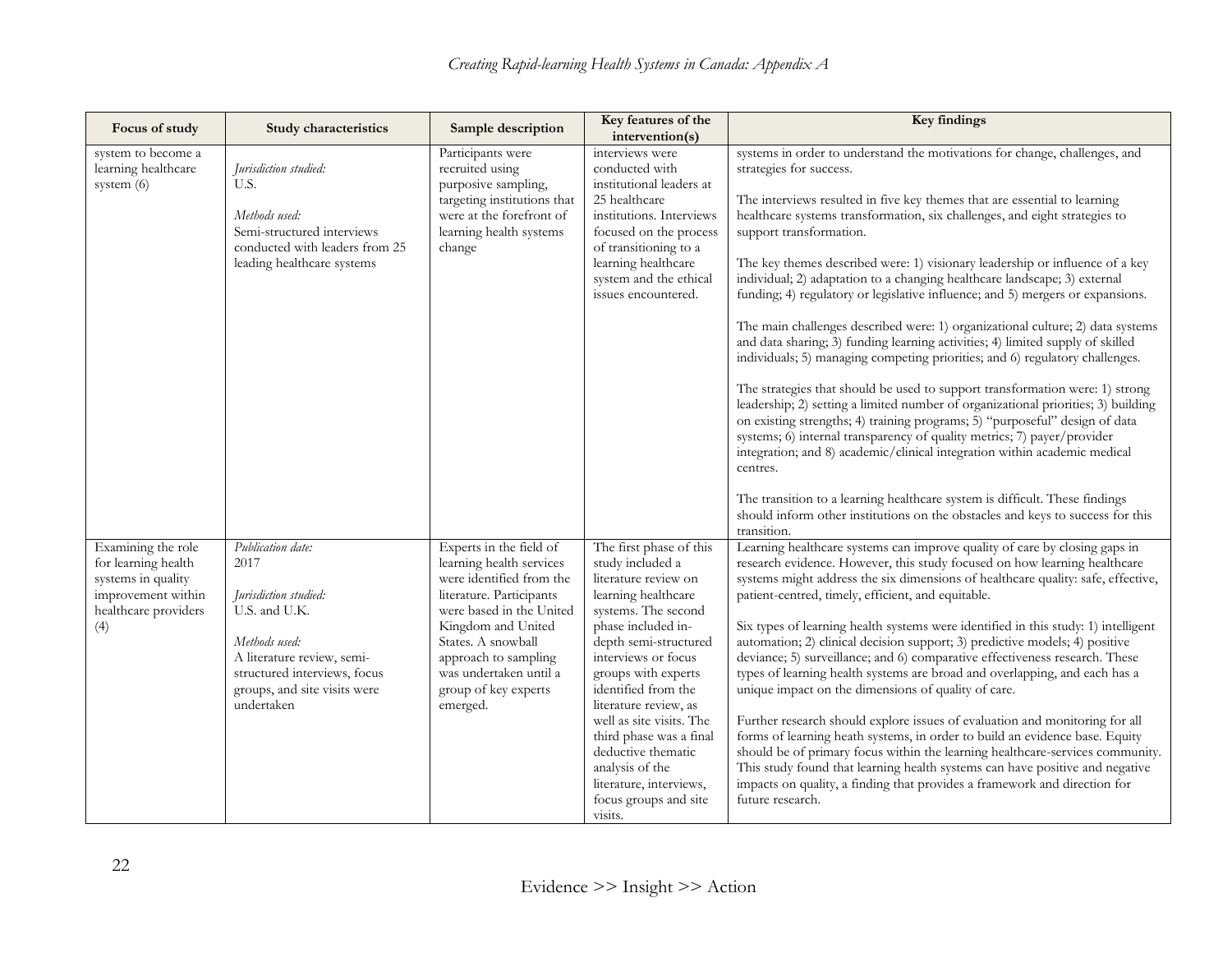| Focus of study | Study characteristics | Sample description | Key features of the intervention(s) | Key findings |
|---|---|---|---|---|
| system to become a learning healthcare system (6) | *Jurisdiction studied:*<br>U.S.<br><br>*Methods used:*<br>Semi-structured interviews conducted with leaders from 25 leading healthcare systems | Participants were recruited using purposive sampling, targeting institutions that were at the forefront of learning health systems change | interviews were conducted with institutional leaders at 25 healthcare institutions. Interviews focused on the process of transitioning to a learning healthcare system and the ethical issues encountered. | systems in order to understand the motivations for change, challenges, and strategies for success.<br><br>The interviews resulted in five key themes that are essential to learning healthcare systems transformation, six challenges, and eight strategies to support transformation.<br><br>The key themes described were: 1) visionary leadership or influence of a key individual; 2) adaptation to a changing healthcare landscape; 3) external funding; 4) regulatory or legislative influence; and 5) mergers or expansions.<br><br>The main challenges described were: 1) organizational culture; 2) data systems and data sharing; 3) funding learning activities; 4) limited supply of skilled individuals; 5) managing competing priorities; and 6) regulatory challenges.<br><br>The strategies that should be used to support transformation were: 1) strong leadership; 2) setting a limited number of organizational priorities; 3) building on existing strengths; 4) training programs; 5) "purposeful" design of data systems; 6) internal transparency of quality metrics; 7) payer/provider integration; and 8) academic/clinical integration within academic medical centres.<br><br>The transition to a learning healthcare system is difficult. These findings should inform other institutions on the obstacles and keys to success for this transition. |
| Examining the role for learning health systems in quality improvement within healthcare providers (4) | *Publication date:*<br>2017<br><br>*Jurisdiction studied:*<br>U.S. and U.K.<br><br>*Methods used:*<br>A literature review, semi-structured interviews, focus groups, and site visits were undertaken | Experts in the field of learning health services were identified from the literature. Participants were based in the United Kingdom and United States. A snowball approach to sampling was undertaken until a group of key experts emerged. | The first phase of this study included a literature review on learning healthcare systems. The second phase included in-depth semi-structured interviews or focus groups with experts identified from the literature review, as well as site visits. The third phase was a final deductive thematic analysis of the literature, interviews, focus groups and site visits. | Learning healthcare systems can improve quality of care by closing gaps in research evidence. However, this study focused on how learning healthcare systems might address the six dimensions of healthcare quality: safe, effective, patient-centred, timely, efficient, and equitable.<br><br>Six types of learning health systems were identified in this study: 1) intelligent automation; 2) clinical decision support; 3) predictive models; 4) positive deviance; 5) surveillance; and 6) comparative effectiveness research. These types of learning health systems are broad and overlapping, and each has a unique impact on the dimensions of quality of care.<br><br>Further research should explore issues of evaluation and monitoring for all forms of learning heath systems, in order to build an evidence base. Equity should be of primary focus within the learning healthcare-services community. This study found that learning health systems can have positive and negative impacts on quality, a finding that provides a framework and direction for future research. |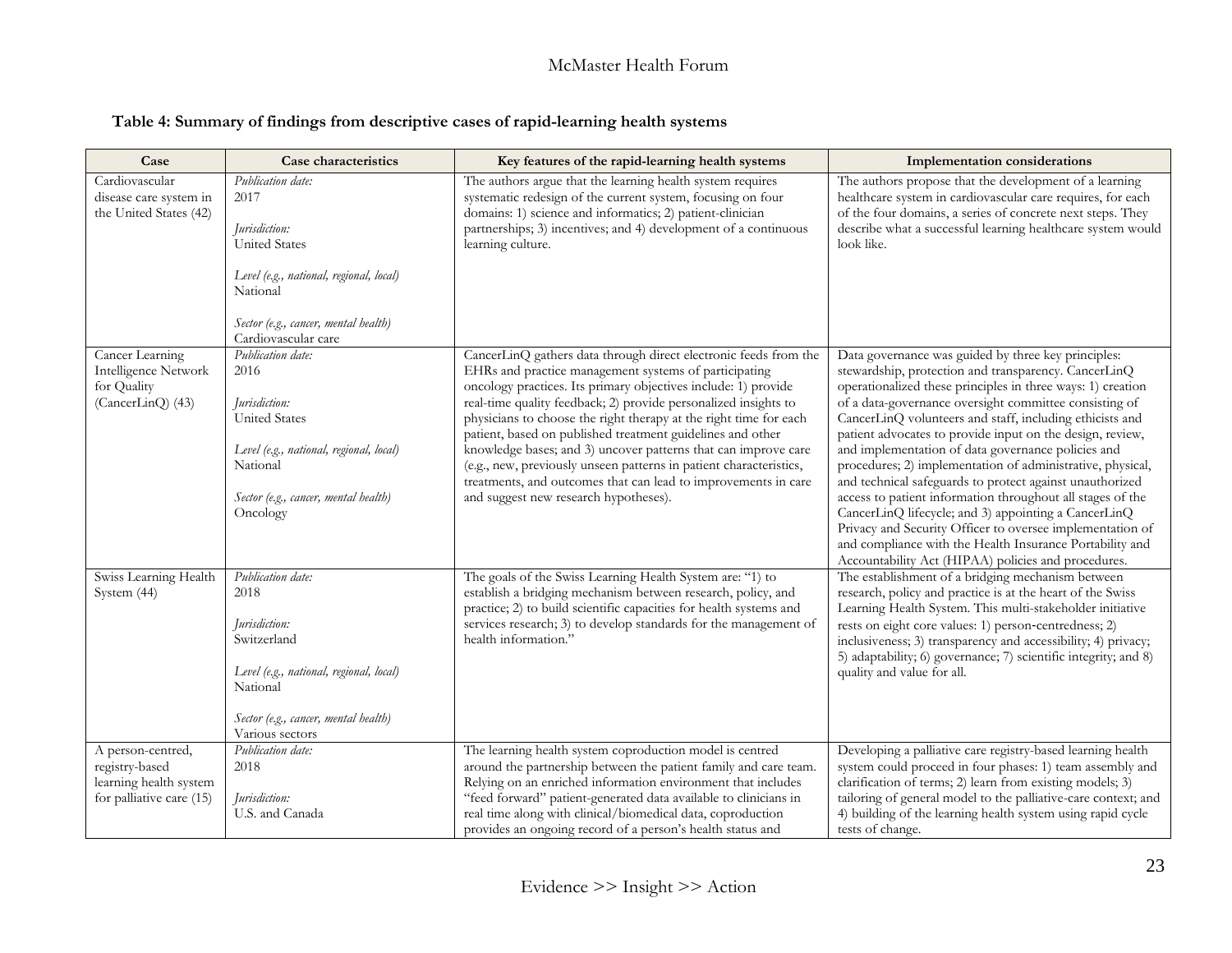**Table 4: Summary of findings from descriptive cases of rapid-learning health systems**

| Case | Case characteristics | Key features of the rapid-learning health systems | Implementation considerations |
|---|---|---|---|
| Cardiovascular disease care system in the United States (42) | *Publication date:* 2017<br><br>*Jurisdiction:* United States<br><br>*Level (e.g., national, regional, local)* National<br><br>*Sector (e.g., cancer, mental health)* Cardiovascular care | The authors argue that the learning health system requires systematic redesign of the current system, focusing on four domains: 1) science and informatics; 2) patient-clinician partnerships; 3) incentives; and 4) development of a continuous learning culture. | The authors propose that the development of a learning healthcare system in cardiovascular care requires, for each of the four domains, a series of concrete next steps. They describe what a successful learning healthcare system would look like. |
| Cancer Learning Intelligence Network for Quality (CancerLinQ) (43) | *Publication date:* 2016<br><br>*Jurisdiction:* United States<br><br>*Level (e.g., national, regional, local)* National<br><br>*Sector (e.g., cancer, mental health)* Oncology | CancerLinQ gathers data through direct electronic feeds from the EHRs and practice management systems of participating oncology practices. Its primary objectives include: 1) provide real-time quality feedback; 2) provide personalized insights to physicians to choose the right therapy at the right time for each patient, based on published treatment guidelines and other knowledge bases; and 3) uncover patterns that can improve care (e.g., new, previously unseen patterns in patient characteristics, treatments, and outcomes that can lead to improvements in care and suggest new research hypotheses). | Data governance was guided by three key principles: stewardship, protection and transparency. CancerLinQ operationalized these principles in three ways: 1) creation of a data-governance oversight committee consisting of CancerLinQ volunteers and staff, including ethicists and patient advocates to provide input on the design, review, and implementation of data governance policies and procedures; 2) implementation of administrative, physical, and technical safeguards to protect against unauthorized access to patient information throughout all stages of the CancerLinQ lifecycle; and 3) appointing a CancerLinQ Privacy and Security Officer to oversee implementation of and compliance with the Health Insurance Portability and Accountability Act (HIPAA) policies and procedures. |
| Swiss Learning Health System (44) | *Publication date:* 2018<br><br>*Jurisdiction:* Switzerland<br><br>*Level (e.g., national, regional, local)* National<br><br>*Sector (e.g., cancer, mental health)* Various sectors | The goals of the Swiss Learning Health System are: "1) to establish a bridging mechanism between research, policy, and practice; 2) to build scientific capacities for health systems and services research; 3) to develop standards for the management of health information." | The establishment of a bridging mechanism between research, policy and practice is at the heart of the Swiss Learning Health System. This multi-stakeholder initiative rests on eight core values: 1) person-centredness; 2) inclusiveness; 3) transparency and accessibility; 4) privacy; 5) adaptability; 6) governance; 7) scientific integrity; and 8) quality and value for all. |
| A person-centred, registry-based learning health system for palliative care (15) | *Publication date:* 2018<br><br>*Jurisdiction:* U.S. and Canada | The learning health system coproduction model is centred around the partnership between the patient family and care team. Relying on an enriched information environment that includes "feed forward" patient-generated data available to clinicians in real time along with clinical/biomedical data, coproduction provides an ongoing record of a person's health status and | Developing a palliative care registry-based learning health system could proceed in four phases: 1) team assembly and clarification of terms; 2) learn from existing models; 3) tailoring of general model to the palliative-care context; and 4) building of the learning health system using rapid cycle tests of change. |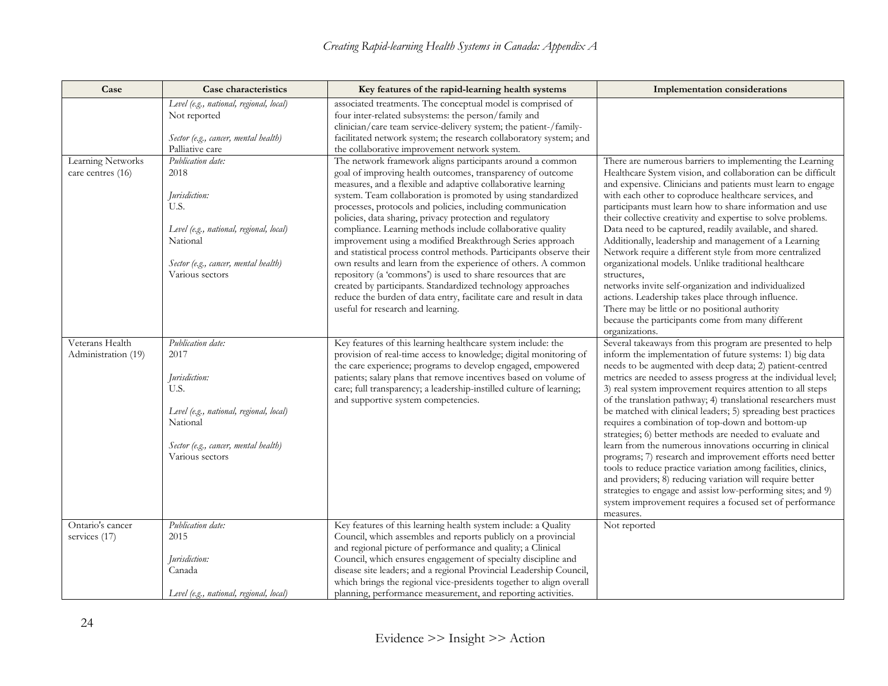| Case | Case characteristics | Key features of the rapid-learning health systems | Implementation considerations |
|---|---|---|---|
| | *Level (e.g., national, regional, local)*<br>Not reported<br><br>*Sector (e.g., cancer, mental health)*<br>Palliative care | associated treatments. The conceptual model is comprised of four inter-related subsystems: the person/family and clinician/care team service-delivery system; the patient-/family-facilitated network system; the research collaboratory system; and the collaborative improvement network system. | |
| Learning Networks care centres (16) | *Publication date:*<br>2018<br><br>*Jurisdiction:*<br>U.S.<br><br>*Level (e.g., national, regional, local)*<br>National<br><br>*Sector (e.g., cancer, mental health)*<br>Various sectors | The network framework aligns participants around a common goal of improving health outcomes, transparency of outcome measures, and a flexible and adaptive collaborative learning system. Team collaboration is promoted by using standardized processes, protocols and policies, including communication policies, data sharing, privacy protection and regulatory compliance. Learning methods include collaborative quality improvement using a modified Breakthrough Series approach and statistical process control methods. Participants observe their own results and learn from the experience of others. A common repository (a 'commons') is used to share resources that are created by participants. Standardized technology approaches reduce the burden of data entry, facilitate care and result in data useful for research and learning. | There are numerous barriers to implementing the Learning Healthcare System vision, and collaboration can be difficult and expensive. Clinicians and patients must learn to engage with each other to coproduce healthcare services, and participants must learn how to share information and use their collective creativity and expertise to solve problems. Data need to be captured, readily available, and shared. Additionally, leadership and management of a Learning Network require a different style from more centralized organizational models. Unlike traditional healthcare structures, networks invite self-organization and individualized actions. Leadership takes place through influence. There may be little or no positional authority because the participants come from many different organizations. |
| Veterans Health Administration (19) | *Publication date:*<br>2017<br><br>*Jurisdiction:*<br>U.S.<br><br>*Level (e.g., national, regional, local)*<br>National<br><br>*Sector (e.g., cancer, mental health)*<br>Various sectors | Key features of this learning healthcare system include: the provision of real-time access to knowledge; digital monitoring of the care experience; programs to develop engaged, empowered patients; salary plans that remove incentives based on volume of care; full transparency; a leadership-instilled culture of learning; and supportive system competencies. | Several takeaways from this program are presented to help inform the implementation of future systems: 1) big data needs to be augmented with deep data; 2) patient-centred metrics are needed to assess progress at the individual level; 3) real system improvement requires attention to all steps of the translation pathway; 4) translational researchers must be matched with clinical leaders; 5) spreading best practices requires a combination of top-down and bottom-up strategies; 6) better methods are needed to evaluate and learn from the numerous innovations occurring in clinical programs; 7) research and improvement efforts need better tools to reduce practice variation among facilities, clinics, and providers; 8) reducing variation will require better strategies to engage and assist low-performing sites; and 9) system improvement requires a focused set of performance measures. |
| Ontario's cancer services (17) | *Publication date:*<br>2015<br><br>*Jurisdiction:*<br>Canada<br><br>*Level (e.g., national, regional, local)* | Key features of this learning health system include: a Quality Council, which assembles and reports publicly on a provincial and regional picture of performance and quality; a Clinical Council, which ensures engagement of specialty discipline and disease site leaders; and a regional Provincial Leadership Council, which brings the regional vice-presidents together to align overall planning, performance measurement, and reporting activities. | Not reported |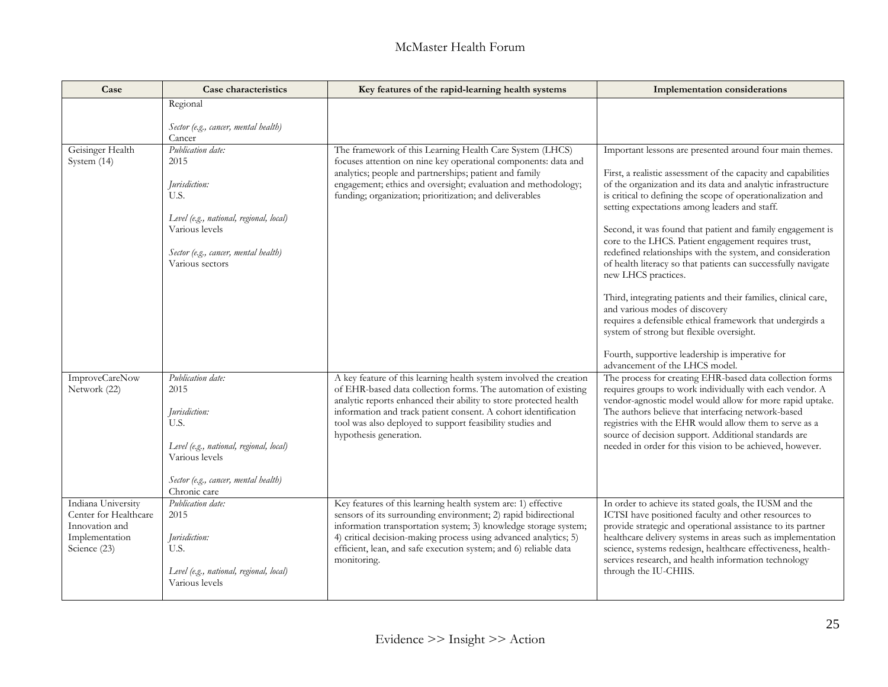| Case | Case characteristics | Key features of the rapid-learning health systems | Implementation considerations |
|---|---|---|---|
| | Regional<br><br>*Sector (e.g., cancer, mental health)*<br>Cancer | | |
| Geisinger Health System (14) | *Publication date:*<br>2015<br><br>*Jurisdiction:*<br>U.S.<br><br>*Level (e.g., national, regional, local)*<br>Various levels<br><br>*Sector (e.g., cancer, mental health)*<br>Various sectors | The framework of this Learning Health Care System (LHCS) focuses attention on nine key operational components: data and analytics; people and partnerships; patient and family engagement; ethics and oversight; evaluation and methodology; funding; organization; prioritization; and deliverables | Important lessons are presented around four main themes.<br><br>First, a realistic assessment of the capacity and capabilities of the organization and its data and analytic infrastructure is critical to defining the scope of operationalization and setting expectations among leaders and staff.<br><br>Second, it was found that patient and family engagement is core to the LHCS. Patient engagement requires trust, redefined relationships with the system, and consideration of health literacy so that patients can successfully navigate new LHCS practices.<br><br>Third, integrating patients and their families, clinical care, and various modes of discovery requires a defensible ethical framework that undergirds a system of strong but flexible oversight.<br><br>Fourth, supportive leadership is imperative for advancement of the LHCS model. |
| ImproveCareNow Network (22) | *Publication date:*<br>2015<br><br>*Jurisdiction:*<br>U.S.<br><br>*Level (e.g., national, regional, local)*<br>Various levels<br><br>*Sector (e.g., cancer, mental health)*<br>Chronic care | A key feature of this learning health system involved the creation of EHR-based data collection forms. The automation of existing analytic reports enhanced their ability to store protected health information and track patient consent. A cohort identification tool was also deployed to support feasibility studies and hypothesis generation. | The process for creating EHR-based data collection forms requires groups to work individually with each vendor. A vendor-agnostic model would allow for more rapid uptake. The authors believe that interfacing network-based registries with the EHR would allow them to serve as a source of decision support. Additional standards are needed in order for this vision to be achieved, however. |
| Indiana University Center for Healthcare Innovation and Implementation Science (23) | *Publication date:*<br>2015<br><br>*Jurisdiction:*<br>U.S.<br><br>*Level (e.g., national, regional, local)*<br>Various levels | Key features of this learning health system are: 1) effective sensors of its surrounding environment; 2) rapid bidirectional information transportation system; 3) knowledge storage system; 4) critical decision-making process using advanced analytics; 5) efficient, lean, and safe execution system; and 6) reliable data monitoring. | In order to achieve its stated goals, the IUSM and the ICTSI have positioned faculty and other resources to provide strategic and operational assistance to its partner healthcare delivery systems in areas such as implementation science, systems redesign, healthcare effectiveness, health-services research, and health information technology through the IU-CHIIS. |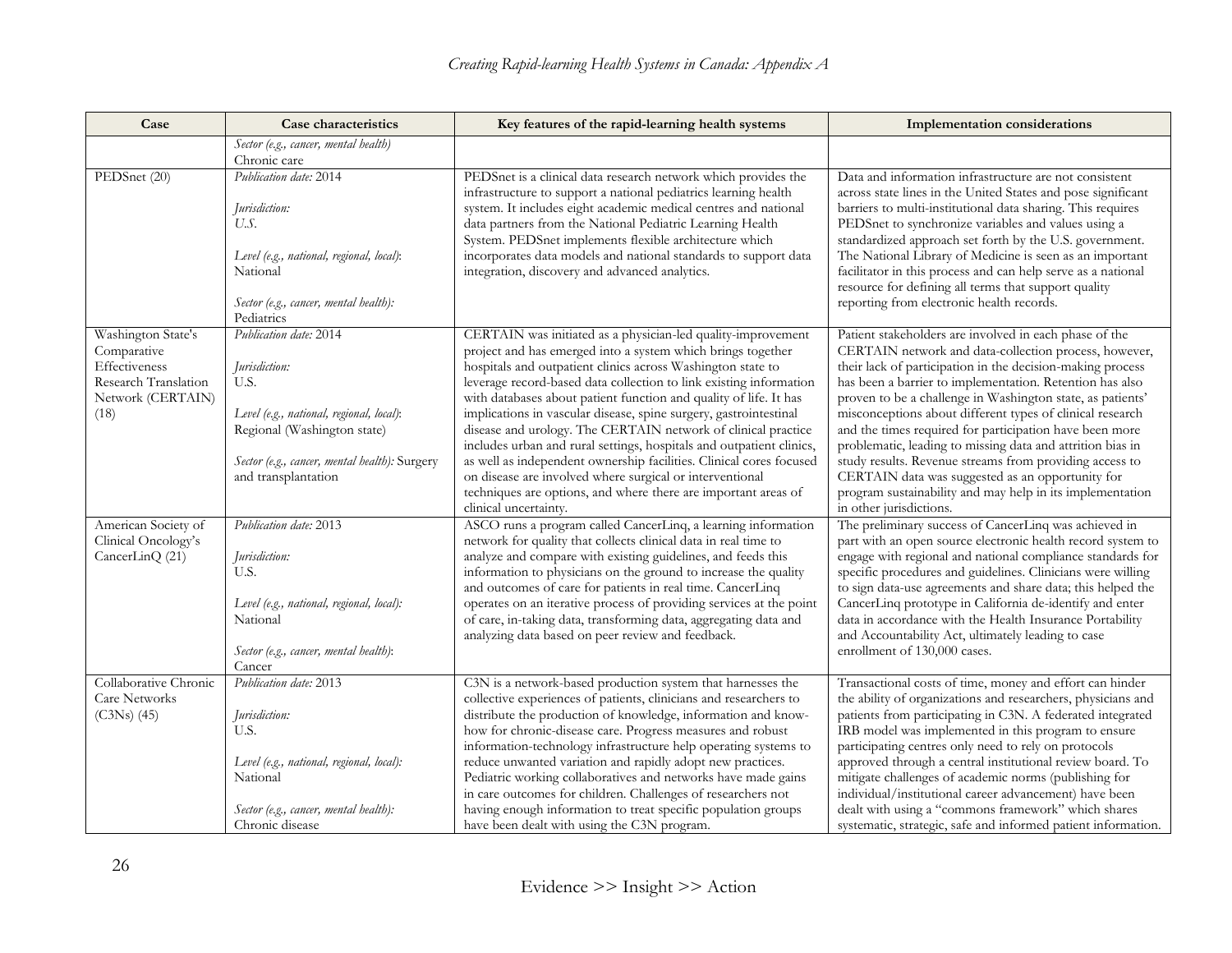| Case | Case characteristics | Key features of the rapid-learning health systems | Implementation considerations |
|---|---|---|---|
| | *Sector (e.g., cancer, mental health)* Chronic care | | |
| PEDSnet (20) | *Publication date:* 2014<br><br>*Jurisdiction:* *U.S.*<br><br>*Level (e.g., national, regional, local)*: National<br><br>*Sector (e.g., cancer, mental health):* Pediatrics | PEDSnet is a clinical data research network which provides the infrastructure to support a national pediatrics learning health system. It includes eight academic medical centres and national data partners from the National Pediatric Learning Health System. PEDSnet implements flexible architecture which incorporates data models and national standards to support data integration, discovery and advanced analytics. | Data and information infrastructure are not consistent across state lines in the United States and pose significant barriers to multi-institutional data sharing. This requires PEDSnet to synchronize variables and values using a standardized approach set forth by the U.S. government. The National Library of Medicine is seen as an important facilitator in this process and can help serve as a national resource for defining all terms that support quality reporting from electronic health records. |
| Washington State's Comparative Effectiveness Research Translation Network (CERTAIN) (18) | *Publication date:* 2014<br><br>*Jurisdiction:* U.S.<br><br>*Level (e.g., national, regional, local)*: Regional (Washington state)<br><br>*Sector (e.g., cancer, mental health):* Surgery and transplantation | CERTAIN was initiated as a physician-led quality-improvement project and has emerged into a system which brings together hospitals and outpatient clinics across Washington state to leverage record-based data collection to link existing information with databases about patient function and quality of life. It has implications in vascular disease, spine surgery, gastrointestinal disease and urology. The CERTAIN network of clinical practice includes urban and rural settings, hospitals and outpatient clinics, as well as independent ownership facilities. Clinical cores focused on disease are involved where surgical or interventional techniques are options, and where there are important areas of clinical uncertainty. | Patient stakeholders are involved in each phase of the CERTAIN network and data-collection process, however, their lack of participation in the decision-making process has been a barrier to implementation. Retention has also proven to be a challenge in Washington state, as patients' misconceptions about different types of clinical research and the times required for participation have been more problematic, leading to missing data and attrition bias in study results. Revenue streams from providing access to CERTAIN data was suggested as an opportunity for program sustainability and may help in its implementation in other jurisdictions. |
| American Society of Clinical Oncology's CancerLinQ (21) | *Publication date:* 2013<br><br>*Jurisdiction:* U.S.<br><br>*Level (e.g., national, regional, local):* National<br><br>*Sector (e.g., cancer, mental health)*: Cancer | ASCO runs a program called CancerLinq, a learning information network for quality that collects clinical data in real time to analyze and compare with existing guidelines, and feeds this information to physicians on the ground to increase the quality and outcomes of care for patients in real time. CancerLinq operates on an iterative process of providing services at the point of care, in-taking data, transforming data, aggregating data and analyzing data based on peer review and feedback. | The preliminary success of CancerLinq was achieved in part with an open source electronic health record system to engage with regional and national compliance standards for specific procedures and guidelines. Clinicians were willing to sign data-use agreements and share data; this helped the CancerLinq prototype in California de-identify and enter data in accordance with the Health Insurance Portability and Accountability Act, ultimately leading to case enrollment of 130,000 cases. |
| Collaborative Chronic Care Networks (C3Ns) (45) | *Publication date:* 2013<br><br>*Jurisdiction:* U.S.<br><br>*Level (e.g., national, regional, local):* National<br><br>*Sector (e.g., cancer, mental health):* Chronic disease | C3N is a network-based production system that harnesses the collective experiences of patients, clinicians and researchers to distribute the production of knowledge, information and know-how for chronic-disease care. Progress measures and robust information-technology infrastructure help operating systems to reduce unwanted variation and rapidly adopt new practices. Pediatric working collaboratives and networks have made gains in care outcomes for children. Challenges of researchers not having enough information to treat specific population groups have been dealt with using the C3N program. | Transactional costs of time, money and effort can hinder the ability of organizations and researchers, physicians and patients from participating in C3N. A federated integrated IRB model was implemented in this program to ensure participating centres only need to rely on protocols approved through a central institutional review board. To mitigate challenges of academic norms (publishing for individual/institutional career advancement) have been dealt with using a "commons framework" which shares systematic, strategic, safe and informed patient information. |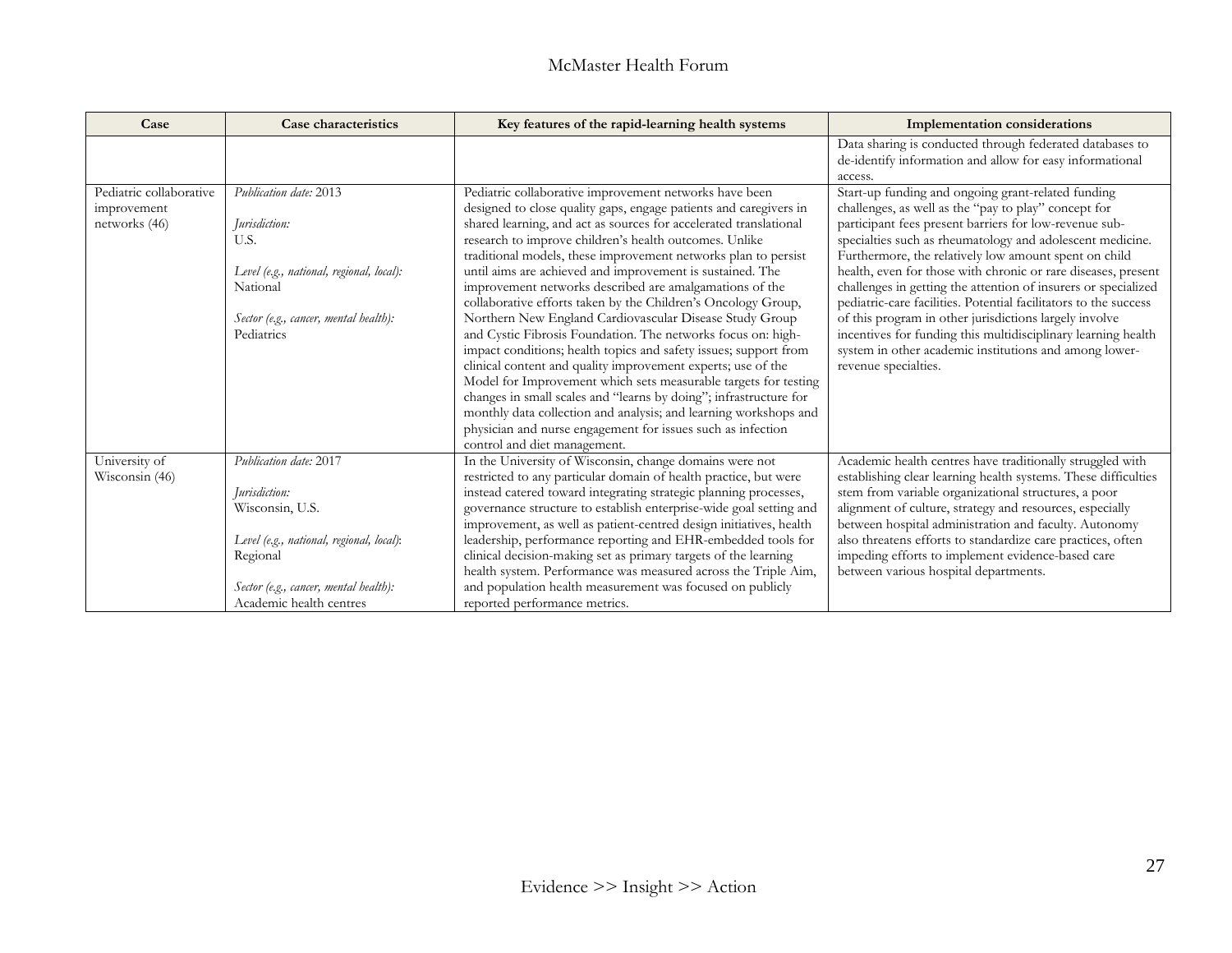| Case | Case characteristics | Key features of the rapid-learning health systems | Implementation considerations |
|---|---|---|---|
| | | | Data sharing is conducted through federated databases to de-identify information and allow for easy informational access. |
| Pediatric collaborative improvement networks (46) | *Publication date:* 2013<br><br>*Jurisdiction:*<br>U.S.<br><br>*Level (e.g., national, regional, local):*<br>National<br><br>*Sector (e.g., cancer, mental health):*<br>Pediatrics | Pediatric collaborative improvement networks have been designed to close quality gaps, engage patients and caregivers in shared learning, and act as sources for accelerated translational research to improve children's health outcomes. Unlike traditional models, these improvement networks plan to persist until aims are achieved and improvement is sustained. The improvement networks described are amalgamations of the collaborative efforts taken by the Children's Oncology Group, Northern New England Cardiovascular Disease Study Group and Cystic Fibrosis Foundation. The networks focus on: high-impact conditions; health topics and safety issues; support from clinical content and quality improvement experts; use of the Model for Improvement which sets measurable targets for testing changes in small scales and "learns by doing"; infrastructure for monthly data collection and analysis; and learning workshops and physician and nurse engagement for issues such as infection control and diet management. | Start-up funding and ongoing grant-related funding challenges, as well as the "pay to play" concept for participant fees present barriers for low-revenue sub-specialties such as rheumatology and adolescent medicine. Furthermore, the relatively low amount spent on child health, even for those with chronic or rare diseases, present challenges in getting the attention of insurers or specialized pediatric-care facilities. Potential facilitators to the success of this program in other jurisdictions largely involve incentives for funding this multidisciplinary learning health system in other academic institutions and among lower-revenue specialties. |
| University of Wisconsin (46) | *Publication date:* 2017<br><br>*Jurisdiction:*<br>Wisconsin, U.S.<br><br>*Level (e.g., national, regional, local):*<br>Regional<br><br>*Sector (e.g., cancer, mental health):*<br>Academic health centres | In the University of Wisconsin, change domains were not restricted to any particular domain of health practice, but were instead catered toward integrating strategic planning processes, governance structure to establish enterprise-wide goal setting and improvement, as well as patient-centred design initiatives, health leadership, performance reporting and EHR-embedded tools for clinical decision-making set as primary targets of the learning health system. Performance was measured across the Triple Aim, and population health measurement was focused on publicly reported performance metrics. | Academic health centres have traditionally struggled with establishing clear learning health systems. These difficulties stem from variable organizational structures, a poor alignment of culture, strategy and resources, especially between hospital administration and faculty. Autonomy also threatens efforts to standardize care practices, often impeding efforts to implement evidence-based care between various hospital departments. |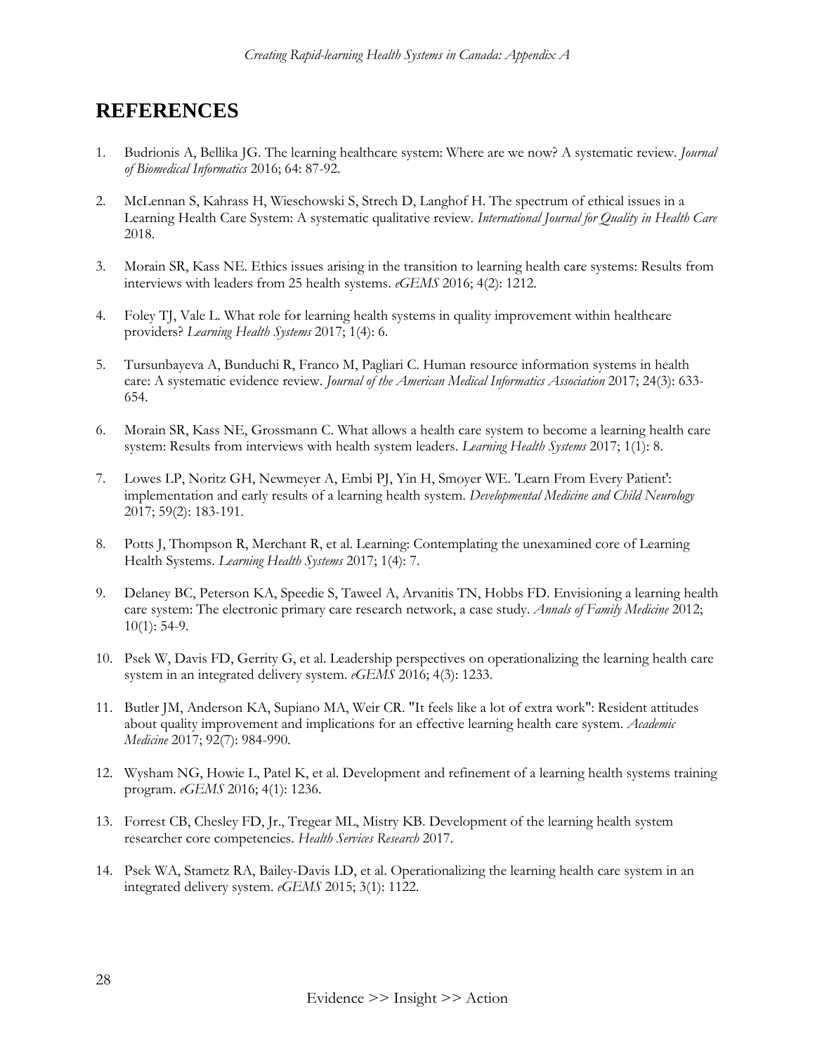# REFERENCES

1. Budrionis A, Bellika JG. The learning healthcare system: Where are we now? A systematic review. *Journal of Biomedical Informatics* 2016; 64: 87-92.

2. McLennan S, Kahrass H, Wieschowski S, Strech D, Langhof H. The spectrum of ethical issues in a Learning Health Care System: A systematic qualitative review. *International Journal for Quality in Health Care* 2018.

3. Morain SR, Kass NE. Ethics issues arising in the transition to learning health care systems: Results from interviews with leaders from 25 health systems. *eGEMS* 2016; 4(2): 1212.

4. Foley TJ, Vale L. What role for learning health systems in quality improvement within healthcare providers? *Learning Health Systems* 2017; 1(4): 6.

5. Tursunbayeva A, Bunduchi R, Franco M, Pagliari C. Human resource information systems in health care: A systematic evidence review. *Journal of the American Medical Informatics Association* 2017; 24(3): 633-654.

6. Morain SR, Kass NE, Grossmann C. What allows a health care system to become a learning health care system: Results from interviews with health system leaders. *Learning Health Systems* 2017; 1(1): 8.

7. Lowes LP, Noritz GH, Newmeyer A, Embi PJ, Yin H, Smoyer WE. 'Learn From Every Patient': implementation and early results of a learning health system. *Developmental Medicine and Child Neurology* 2017; 59(2): 183-191.

8. Potts J, Thompson R, Merchant R, et al. Learning: Contemplating the unexamined core of Learning Health Systems. *Learning Health Systems* 2017; 1(4): 7.

9. Delaney BC, Peterson KA, Speedie S, Taweel A, Arvanitis TN, Hobbs FD. Envisioning a learning health care system: The electronic primary care research network, a case study. *Annals of Family Medicine* 2012; 10(1): 54-9.

10. Psek W, Davis FD, Gerrity G, et al. Leadership perspectives on operationalizing the learning health care system in an integrated delivery system. *eGEMS* 2016; 4(3): 1233.

11. Butler JM, Anderson KA, Supiano MA, Weir CR. "It feels like a lot of extra work": Resident attitudes about quality improvement and implications for an effective learning health care system. *Academic Medicine* 2017; 92(7): 984-990.

12. Wysham NG, Howie L, Patel K, et al. Development and refinement of a learning health systems training program. *eGEMS* 2016; 4(1): 1236.

13. Forrest CB, Chesley FD, Jr., Tregear ML, Mistry KB. Development of the learning health system researcher core competencies. *Health Services Research* 2017.

14. Psek WA, Stametz RA, Bailey-Davis LD, et al. Operationalizing the learning health care system in an integrated delivery system. *eGEMS* 2015; 3(1): 1122.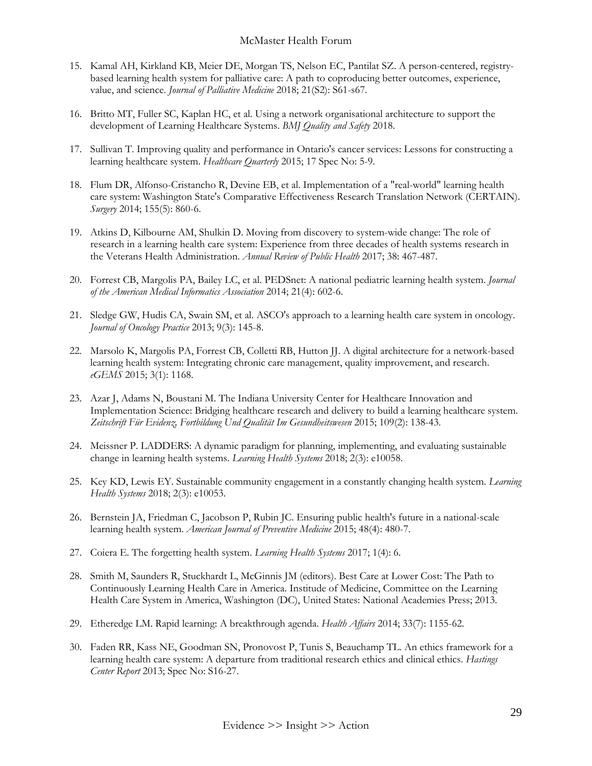15. Kamal AH, Kirkland KB, Meier DE, Morgan TS, Nelson EC, Pantilat SZ. A person-centered, registry-based learning health system for palliative care: A path to coproducing better outcomes, experience, value, and science. *Journal of Palliative Medicine* 2018; 21(S2): S61-s67.

16. Britto MT, Fuller SC, Kaplan HC, et al. Using a network organisational architecture to support the development of Learning Healthcare Systems. *BMJ Quality and Safety* 2018.

17. Sullivan T. Improving quality and performance in Ontario's cancer services: Lessons for constructing a learning healthcare system. *Healthcare Quarterly* 2015; 17 Spec No: 5-9.

18. Flum DR, Alfonso-Cristancho R, Devine EB, et al. Implementation of a "real-world" learning health care system: Washington State's Comparative Effectiveness Research Translation Network (CERTAIN). *Surgery* 2014; 155(5): 860-6.

19. Atkins D, Kilbourne AM, Shulkin D. Moving from discovery to system-wide change: The role of research in a learning health care system: Experience from three decades of health systems research in the Veterans Health Administration. *Annual Review of Public Health* 2017; 38: 467-487.

20. Forrest CB, Margolis PA, Bailey LC, et al. PEDSnet: A national pediatric learning health system. *Journal of the American Medical Informatics Association* 2014; 21(4): 602-6.

21. Sledge GW, Hudis CA, Swain SM, et al. ASCO's approach to a learning health care system in oncology. *Journal of Oncology Practice* 2013; 9(3): 145-8.

22. Marsolo K, Margolis PA, Forrest CB, Colletti RB, Hutton JJ. A digital architecture for a network-based learning health system: Integrating chronic care management, quality improvement, and research. *eGEMS* 2015; 3(1): 1168.

23. Azar J, Adams N, Boustani M. The Indiana University Center for Healthcare Innovation and Implementation Science: Bridging healthcare research and delivery to build a learning healthcare system. *Zeitschrift Für Evidenz, Fortbildung Und Qualität Im Gesundheitswesen* 2015; 109(2): 138-43.

24. Meissner P. LADDERS: A dynamic paradigm for planning, implementing, and evaluating sustainable change in learning health systems. *Learning Health Systems* 2018; 2(3): e10058.

25. Key KD, Lewis EY. Sustainable community engagement in a constantly changing health system. *Learning Health Systems* 2018; 2(3): e10053.

26. Bernstein JA, Friedman C, Jacobson P, Rubin JC. Ensuring public health's future in a national-scale learning health system. *American Journal of Preventive Medicine* 2015; 48(4): 480-7.

27. Coiera E. The forgetting health system. *Learning Health Systems* 2017; 1(4): 6.

28. Smith M, Saunders R, Stuckhardt L, McGinnis JM (editors). Best Care at Lower Cost: The Path to Continuously Learning Health Care in America. Institute of Medicine, Committee on the Learning Health Care System in America, Washington (DC), United States: National Academies Press; 2013.

29. Etheredge LM. Rapid learning: A breakthrough agenda. *Health Affairs* 2014; 33(7): 1155-62.

30. Faden RR, Kass NE, Goodman SN, Pronovost P, Tunis S, Beauchamp TL. An ethics framework for a learning health care system: A departure from traditional research ethics and clinical ethics. *Hastings Center Report* 2013; Spec No: S16-27.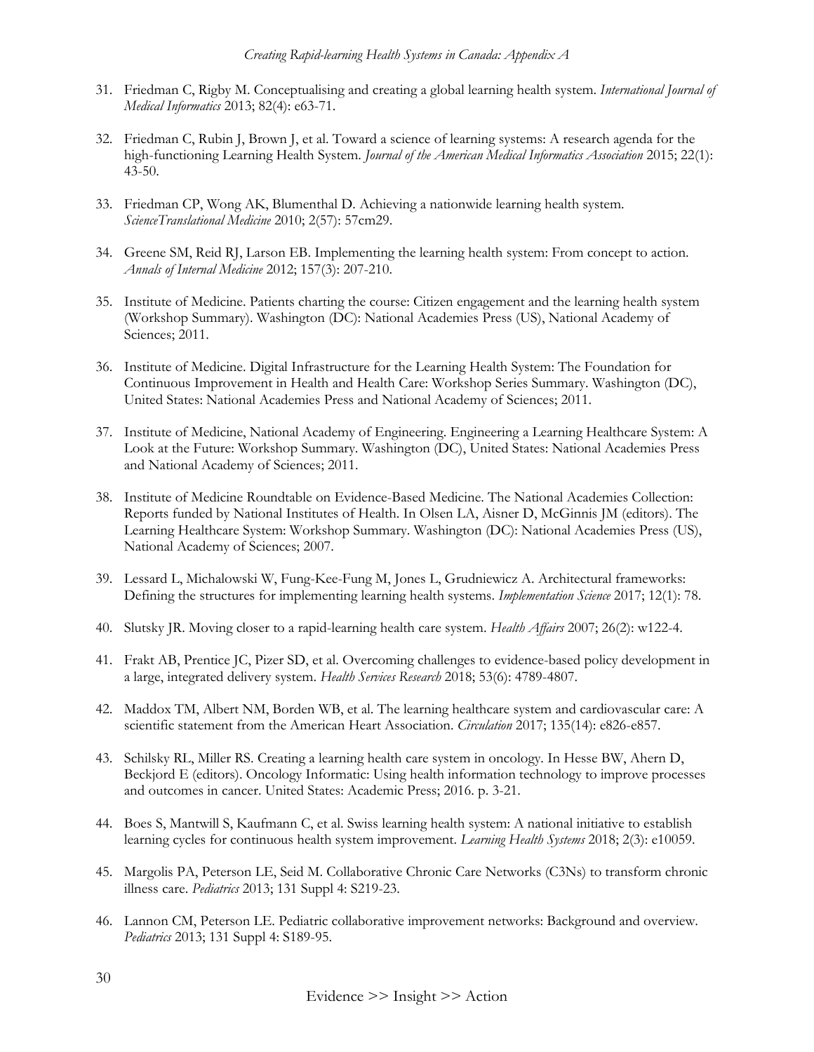31. Friedman C, Rigby M. Conceptualising and creating a global learning health system. *International Journal of Medical Informatics* 2013; 82(4): e63-71.

32. Friedman C, Rubin J, Brown J, et al. Toward a science of learning systems: A research agenda for the high-functioning Learning Health System. *Journal of the American Medical Informatics Association* 2015; 22(1): 43-50.

33. Friedman CP, Wong AK, Blumenthal D. Achieving a nationwide learning health system. *ScienceTranslational Medicine* 2010; 2(57): 57cm29.

34. Greene SM, Reid RJ, Larson EB. Implementing the learning health system: From concept to action. *Annals of Internal Medicine* 2012; 157(3): 207-210.

35. Institute of Medicine. Patients charting the course: Citizen engagement and the learning health system (Workshop Summary). Washington (DC): National Academies Press (US), National Academy of Sciences; 2011.

36. Institute of Medicine. Digital Infrastructure for the Learning Health System: The Foundation for Continuous Improvement in Health and Health Care: Workshop Series Summary. Washington (DC), United States: National Academies Press and National Academy of Sciences; 2011.

37. Institute of Medicine, National Academy of Engineering. Engineering a Learning Healthcare System: A Look at the Future: Workshop Summary. Washington (DC), United States: National Academies Press and National Academy of Sciences; 2011.

38. Institute of Medicine Roundtable on Evidence-Based Medicine. The National Academies Collection: Reports funded by National Institutes of Health. In Olsen LA, Aisner D, McGinnis JM (editors). The Learning Healthcare System: Workshop Summary. Washington (DC): National Academies Press (US), National Academy of Sciences; 2007.

39. Lessard L, Michalowski W, Fung-Kee-Fung M, Jones L, Grudniewicz A. Architectural frameworks: Defining the structures for implementing learning health systems. *Implementation Science* 2017; 12(1): 78.

40. Slutsky JR. Moving closer to a rapid-learning health care system. *Health Affairs* 2007; 26(2): w122-4.

41. Frakt AB, Prentice JC, Pizer SD, et al. Overcoming challenges to evidence-based policy development in a large, integrated delivery system. *Health Services Research* 2018; 53(6): 4789-4807.

42. Maddox TM, Albert NM, Borden WB, et al. The learning healthcare system and cardiovascular care: A scientific statement from the American Heart Association. *Circulation* 2017; 135(14): e826-e857.

43. Schilsky RL, Miller RS. Creating a learning health care system in oncology. In Hesse BW, Ahern D, Beckjord E (editors). Oncology Informatic: Using health information technology to improve processes and outcomes in cancer. United States: Academic Press; 2016. p. 3-21.

44. Boes S, Mantwill S, Kaufmann C, et al. Swiss learning health system: A national initiative to establish learning cycles for continuous health system improvement. *Learning Health Systems* 2018; 2(3): e10059.

45. Margolis PA, Peterson LE, Seid M. Collaborative Chronic Care Networks (C3Ns) to transform chronic illness care. *Pediatrics* 2013; 131 Suppl 4: S219-23.

46. Lannon CM, Peterson LE. Pediatric collaborative improvement networks: Background and overview. *Pediatrics* 2013; 131 Suppl 4: S189-95.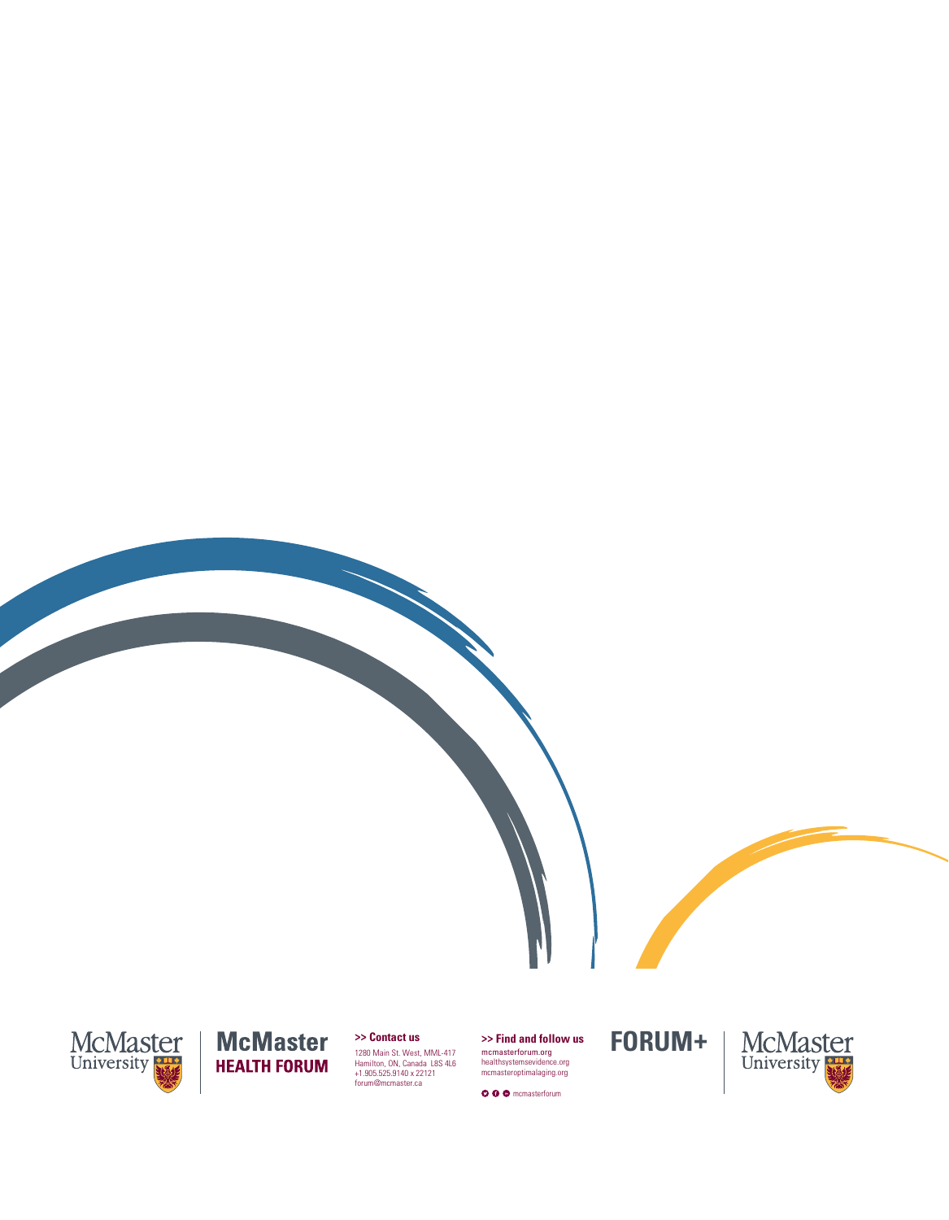McMaster University

McMaster HEALTH FORUM

**>> Contact us**

1280 Main St. West, MML-417
Hamilton, ON, Canada L8S 4L6
+1.905.525.9140 x 22121
forum@mcmaster.ca

**>> Find and follow us**

mcmasterforum.org
healthsystemsevidence.org
mcmasteroptimalaging.org

mcmasterforum

FORUM+

McMaster University